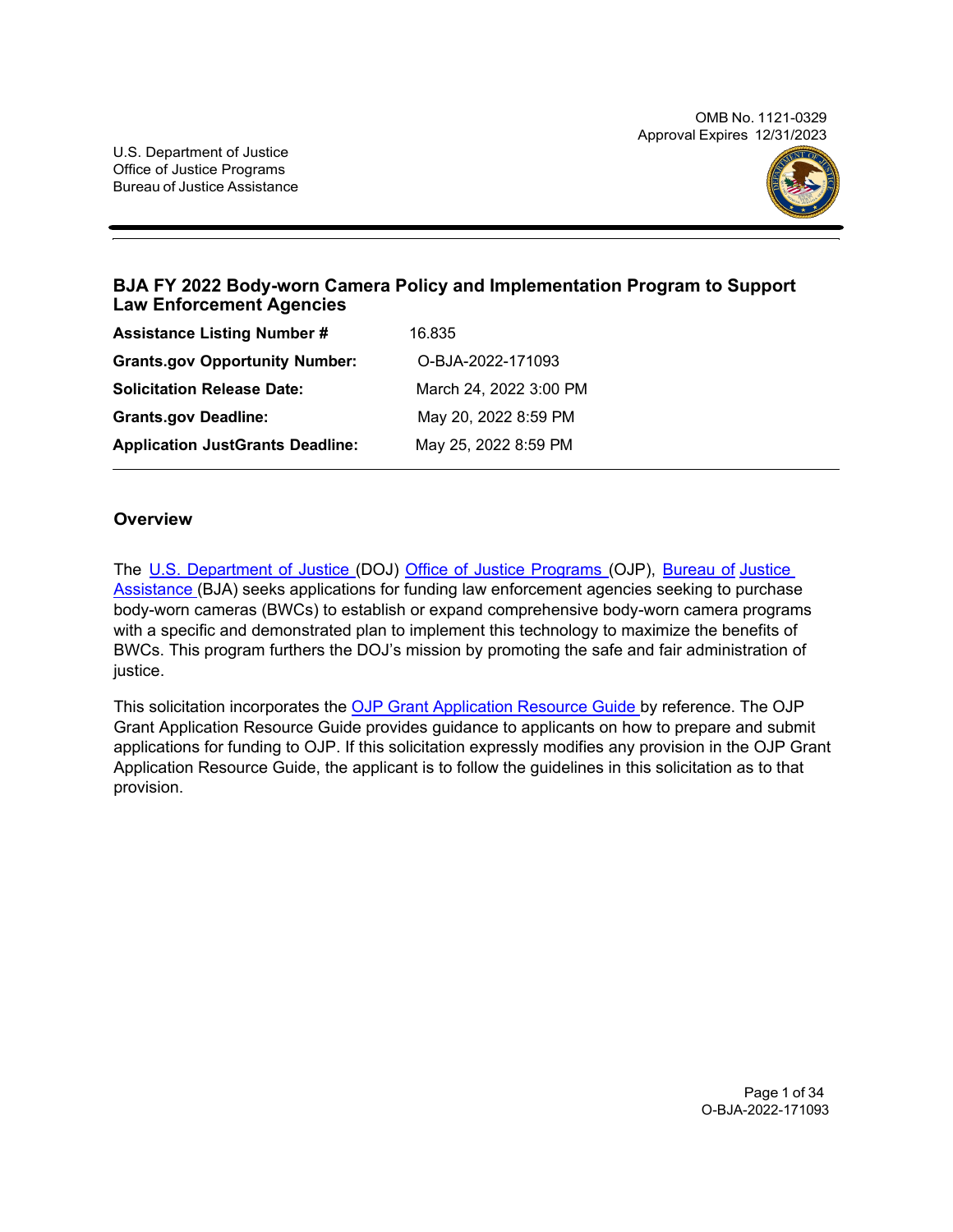OMB No. 1121-0329
Approval Expires 12/31/2023

U.S. Department of Justice
Office of Justice Programs
Bureau of Justice Assistance

# BJA FY 2022 Body-worn Camera Policy and Implementation Program to Support Law Enforcement Agencies

| | |
|---|---|
| **Assistance Listing Number #** | 16.835 |
| **Grants.gov Opportunity Number:** | O-BJA-2022-171093 |
| **Solicitation Release Date:** | March 24, 2022 3:00 PM |
| **Grants.gov Deadline:** | May 20, 2022 8:59 PM |
| **Application JustGrants Deadline:** | May 25, 2022 8:59 PM |

## Overview

The U.S. Department of Justice (DOJ) Office of Justice Programs (OJP), Bureau of Justice Assistance (BJA) seeks applications for funding law enforcement agencies seeking to purchase body-worn cameras (BWCs) to establish or expand comprehensive body-worn camera programs with a specific and demonstrated plan to implement this technology to maximize the benefits of BWCs. This program furthers the DOJ's mission by promoting the safe and fair administration of justice.

This solicitation incorporates the OJP Grant Application Resource Guide by reference. The OJP Grant Application Resource Guide provides guidance to applicants on how to prepare and submit applications for funding to OJP. If this solicitation expressly modifies any provision in the OJP Grant Application Resource Guide, the applicant is to follow the guidelines in this solicitation as to that provision.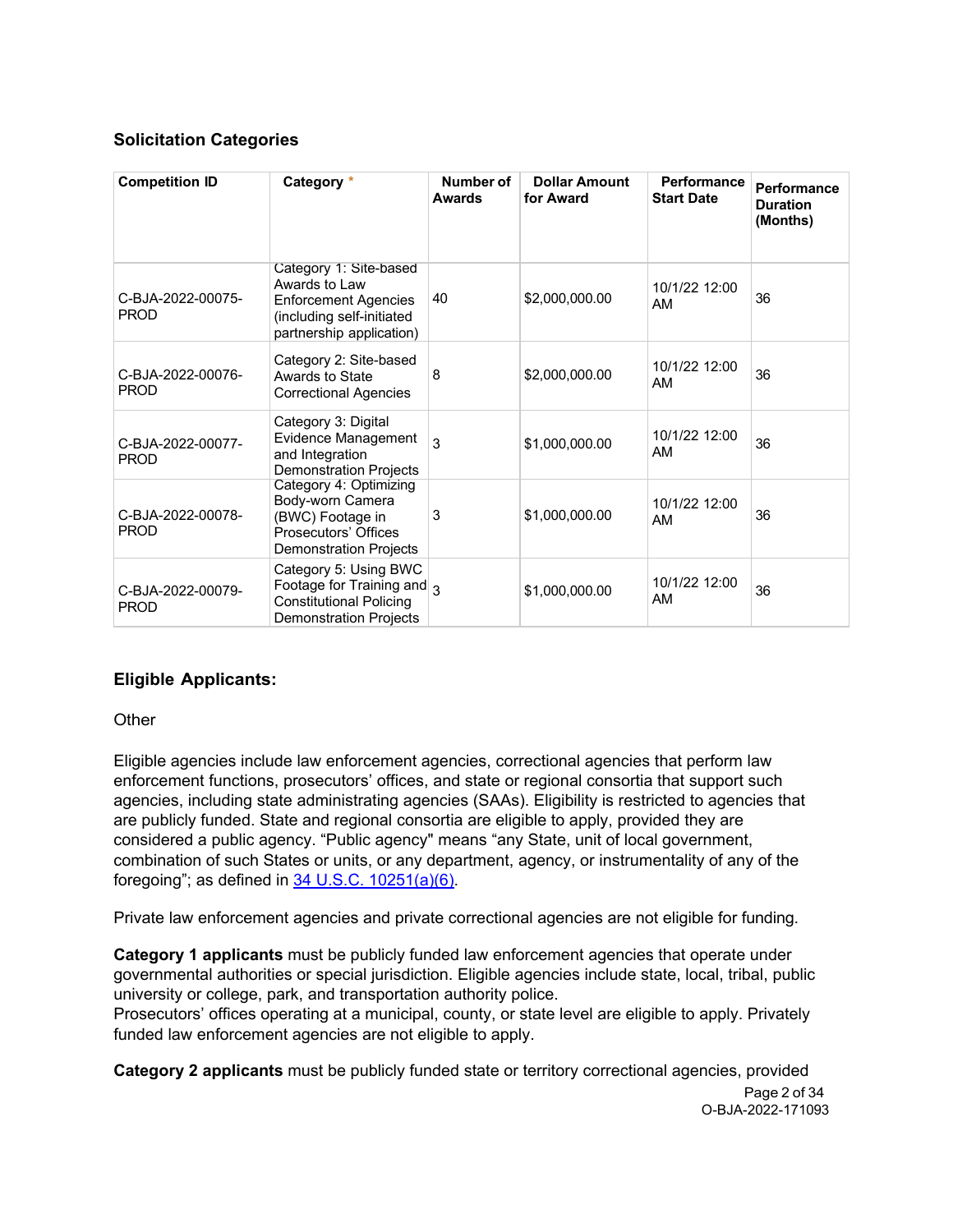### Solicitation Categories

| Competition ID | Category * | Number of Awards | Dollar Amount for Award | Performance Start Date | Performance Duration (Months) |
|---|---|---|---|---|---|
| C-BJA-2022-00075-PROD | Category 1: Site-based Awards to Law Enforcement Agencies (including self-initiated partnership application) | 40 | $2,000,000.00 | 10/1/22 12:00 AM | 36 |
| C-BJA-2022-00076-PROD | Category 2: Site-based Awards to State Correctional Agencies | 8 | $2,000,000.00 | 10/1/22 12:00 AM | 36 |
| C-BJA-2022-00077-PROD | Category 3: Digital Evidence Management and Integration Demonstration Projects | 3 | $1,000,000.00 | 10/1/22 12:00 AM | 36 |
| C-BJA-2022-00078-PROD | Category 4: Optimizing Body-worn Camera (BWC) Footage in Prosecutors' Offices Demonstration Projects | 3 | $1,000,000.00 | 10/1/22 12:00 AM | 36 |
| C-BJA-2022-00079-PROD | Category 5: Using BWC Footage for Training and Constitutional Policing Demonstration Projects | 3 | $1,000,000.00 | 10/1/22 12:00 AM | 36 |

## Eligible Applicants:

Other

Eligible agencies include law enforcement agencies, correctional agencies that perform law enforcement functions, prosecutors' offices, and state or regional consortia that support such agencies, including state administrating agencies (SAAs). Eligibility is restricted to agencies that are publicly funded. State and regional consortia are eligible to apply, provided they are considered a public agency. "Public agency" means "any State, unit of local government, combination of such States or units, or any department, agency, or instrumentality of any of the foregoing"; as defined in [34 U.S.C. 10251(a)(6)](34 U.S.C. 10251(a)(6)).

Private law enforcement agencies and private correctional agencies are not eligible for funding.

**Category 1 applicants** must be publicly funded law enforcement agencies that operate under governmental authorities or special jurisdiction. Eligible agencies include state, local, tribal, public university or college, park, and transportation authority police.
Prosecutors' offices operating at a municipal, county, or state level are eligible to apply. Privately funded law enforcement agencies are not eligible to apply.

**Category 2 applicants** must be publicly funded state or territory correctional agencies, provided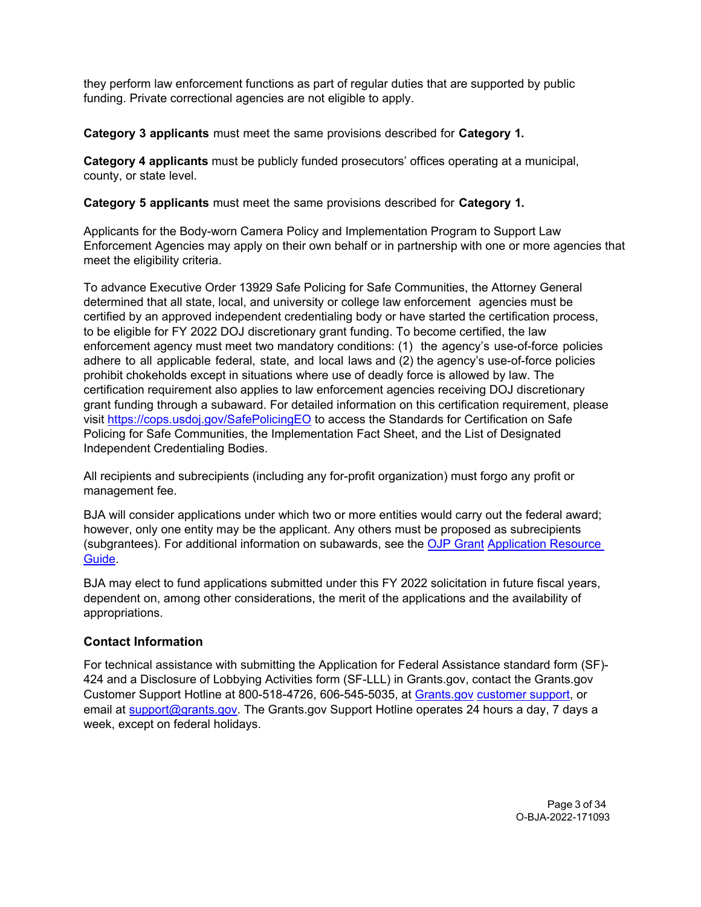they perform law enforcement functions as part of regular duties that are supported by public funding. Private correctional agencies are not eligible to apply.

**Category 3 applicants** must meet the same provisions described for **Category 1.**

**Category 4 applicants** must be publicly funded prosecutors' offices operating at a municipal, county, or state level.

**Category 5 applicants** must meet the same provisions described for **Category 1.**

Applicants for the Body-worn Camera Policy and Implementation Program to Support Law Enforcement Agencies may apply on their own behalf or in partnership with one or more agencies that meet the eligibility criteria.

To advance Executive Order 13929 Safe Policing for Safe Communities, the Attorney General determined that all state, local, and university or college law enforcement agencies must be certified by an approved independent credentialing body or have started the certification process, to be eligible for FY 2022 DOJ discretionary grant funding. To become certified, the law enforcement agency must meet two mandatory conditions: (1) the agency's use-of-force policies adhere to all applicable federal, state, and local laws and (2) the agency's use-of-force policies prohibit chokeholds except in situations where use of deadly force is allowed by law. The certification requirement also applies to law enforcement agencies receiving DOJ discretionary grant funding through a subaward. For detailed information on this certification requirement, please visit [https://cops.usdoj.gov/SafePolicingEO](https://cops.usdoj.gov/SafePolicingEO) to access the Standards for Certification on Safe Policing for Safe Communities, the Implementation Fact Sheet, and the List of Designated Independent Credentialing Bodies.

All recipients and subrecipients (including any for-profit organization) must forgo any profit or management fee.

BJA will consider applications under which two or more entities would carry out the federal award; however, only one entity may be the applicant. Any others must be proposed as subrecipients (subgrantees). For additional information on subawards, see the OJP Grant Application Resource Guide.

BJA may elect to fund applications submitted under this FY 2022 solicitation in future fiscal years, dependent on, among other considerations, the merit of the applications and the availability of appropriations.

### Contact Information

For technical assistance with submitting the Application for Federal Assistance standard form (SF)-424 and a Disclosure of Lobbying Activities form (SF-LLL) in Grants.gov, contact the Grants.gov Customer Support Hotline at 800-518-4726, 606-545-5035, at Grants.gov customer support, or email at support@grants.gov. The Grants.gov Support Hotline operates 24 hours a day, 7 days a week, except on federal holidays.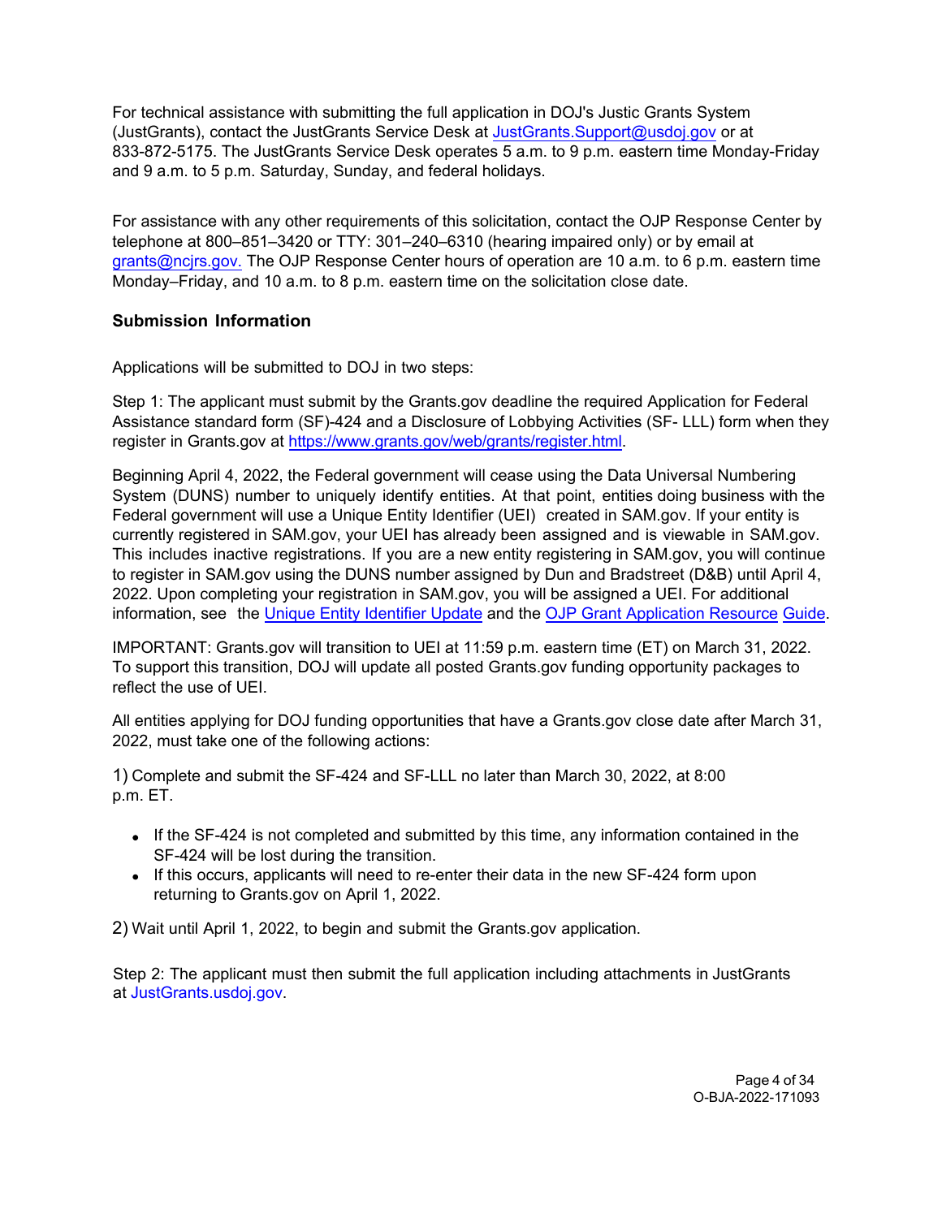For technical assistance with submitting the full application in DOJ's Justic Grants System (JustGrants), contact the JustGrants Service Desk at [JustGrants.Support@usdoj.gov](mailto:JustGrants.Support@usdoj.gov) or at 833-872-5175. The JustGrants Service Desk operates 5 a.m. to 9 p.m. eastern time Monday-Friday and 9 a.m. to 5 p.m. Saturday, Sunday, and federal holidays.

For assistance with any other requirements of this solicitation, contact the OJP Response Center by telephone at 800–851–3420 or TTY: 301–240–6310 (hearing impaired only) or by email at [grants@ncjrs.gov.](mailto:grants@ncjrs.gov) The OJP Response Center hours of operation are 10 a.m. to 6 p.m. eastern time Monday–Friday, and 10 a.m. to 8 p.m. eastern time on the solicitation close date.

## Submission Information

Applications will be submitted to DOJ in two steps:

Step 1: The applicant must submit by the Grants.gov deadline the required Application for Federal Assistance standard form (SF)-424 and a Disclosure of Lobbying Activities (SF- LLL) form when they register in Grants.gov at [https://www.grants.gov/web/grants/register.html](https://www.grants.gov/web/grants/register.html).

Beginning April 4, 2022, the Federal government will cease using the Data Universal Numbering System (DUNS) number to uniquely identify entities. At that point, entities doing business with the Federal government will use a Unique Entity Identifier (UEI) created in SAM.gov. If your entity is currently registered in SAM.gov, your UEI has already been assigned and is viewable in SAM.gov. This includes inactive registrations. If you are a new entity registering in SAM.gov, you will continue to register in SAM.gov using the DUNS number assigned by Dun and Bradstreet (D&B) until April 4, 2022. Upon completing your registration in SAM.gov, you will be assigned a UEI. For additional information, see the Unique Entity Identifier Update and the OJP Grant Application Resource Guide.

IMPORTANT: Grants.gov will transition to UEI at 11:59 p.m. eastern time (ET) on March 31, 2022. To support this transition, DOJ will update all posted Grants.gov funding opportunity packages to reflect the use of UEI.

All entities applying for DOJ funding opportunities that have a Grants.gov close date after March 31, 2022, must take one of the following actions:

1) Complete and submit the SF-424 and SF-LLL no later than March 30, 2022, at 8:00 p.m. ET.

- If the SF-424 is not completed and submitted by this time, any information contained in the SF-424 will be lost during the transition.
- If this occurs, applicants will need to re-enter their data in the new SF-424 form upon returning to Grants.gov on April 1, 2022.

2) Wait until April 1, 2022, to begin and submit the Grants.gov application.

Step 2: The applicant must then submit the full application including attachments in JustGrants at JustGrants.usdoj.gov.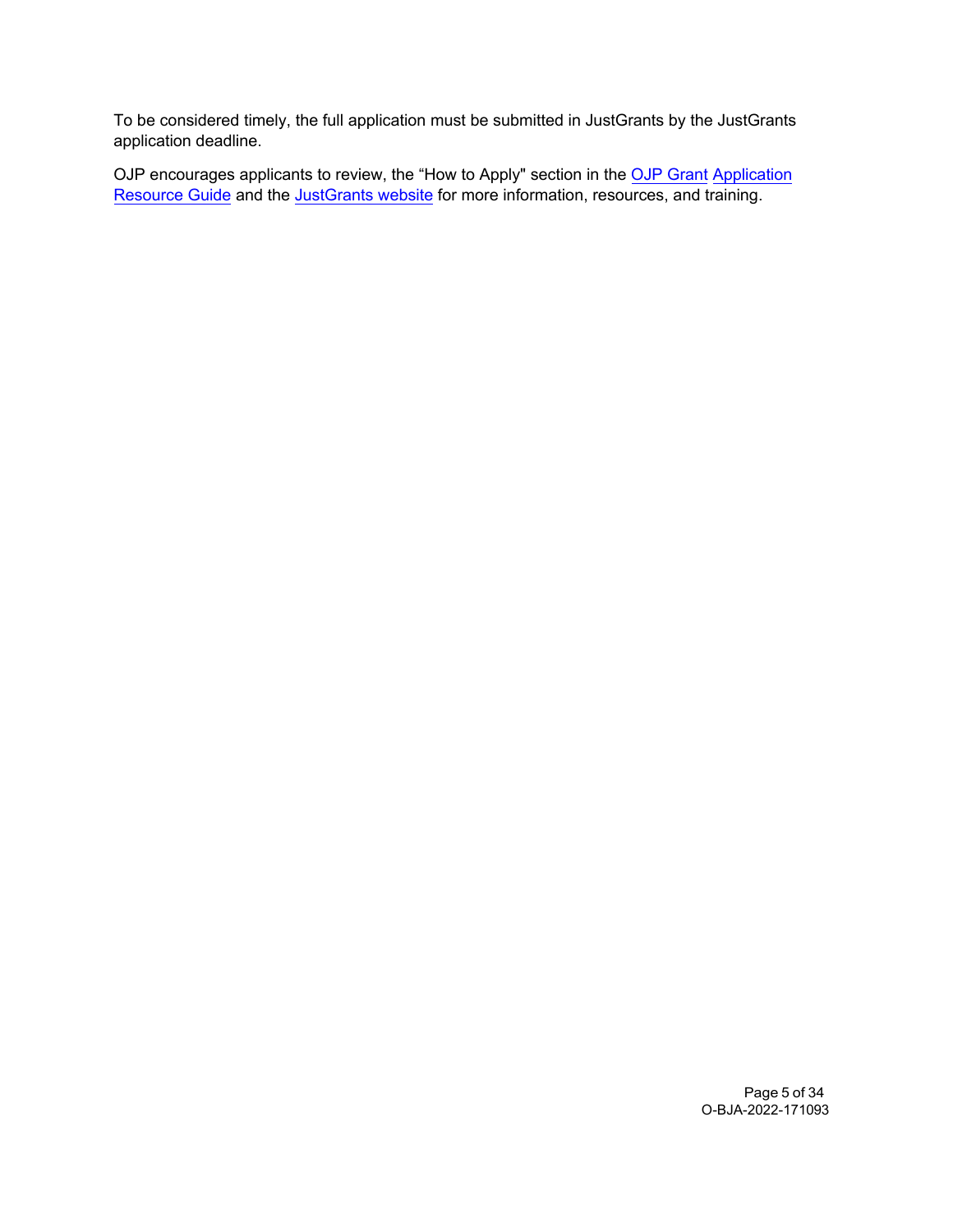To be considered timely, the full application must be submitted in JustGrants by the JustGrants application deadline.

OJP encourages applicants to review, the "How to Apply" section in the OJP Grant Application Resource Guide and the JustGrants website for more information, resources, and training.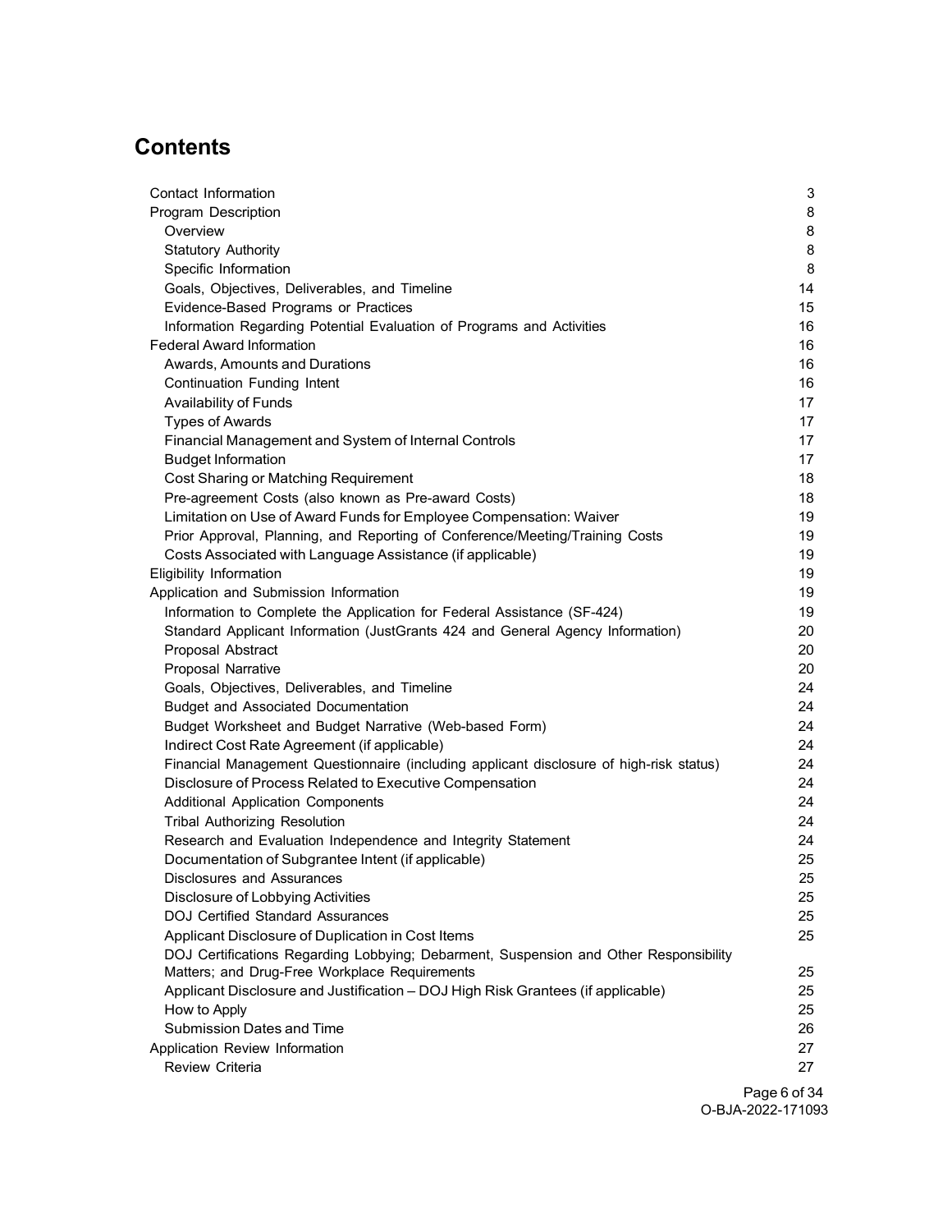## Contents

| | |
|---|---|
| Contact Information | 3 |
| Program Description | 8 |
| Overview | 8 |
| Statutory Authority | 8 |
| Specific Information | 8 |
| Goals, Objectives, Deliverables, and Timeline | 14 |
| Evidence-Based Programs or Practices | 15 |
| Information Regarding Potential Evaluation of Programs and Activities | 16 |
| Federal Award Information | 16 |
| Awards, Amounts and Durations | 16 |
| Continuation Funding Intent | 16 |
| Availability of Funds | 17 |
| Types of Awards | 17 |
| Financial Management and System of Internal Controls | 17 |
| Budget Information | 17 |
| Cost Sharing or Matching Requirement | 18 |
| Pre-agreement Costs (also known as Pre-award Costs) | 18 |
| Limitation on Use of Award Funds for Employee Compensation: Waiver | 19 |
| Prior Approval, Planning, and Reporting of Conference/Meeting/Training Costs | 19 |
| Costs Associated with Language Assistance (if applicable) | 19 |
| Eligibility Information | 19 |
| Application and Submission Information | 19 |
| Information to Complete the Application for Federal Assistance (SF-424) | 19 |
| Standard Applicant Information (JustGrants 424 and General Agency Information) | 20 |
| Proposal Abstract | 20 |
| Proposal Narrative | 20 |
| Goals, Objectives, Deliverables, and Timeline | 24 |
| Budget and Associated Documentation | 24 |
| Budget Worksheet and Budget Narrative (Web-based Form) | 24 |
| Indirect Cost Rate Agreement (if applicable) | 24 |
| Financial Management Questionnaire (including applicant disclosure of high-risk status) | 24 |
| Disclosure of Process Related to Executive Compensation | 24 |
| Additional Application Components | 24 |
| Tribal Authorizing Resolution | 24 |
| Research and Evaluation Independence and Integrity Statement | 24 |
| Documentation of Subgrantee Intent (if applicable) | 25 |
| Disclosures and Assurances | 25 |
| Disclosure of Lobbying Activities | 25 |
| DOJ Certified Standard Assurances | 25 |
| Applicant Disclosure of Duplication in Cost Items | 25 |
| DOJ Certifications Regarding Lobbying; Debarment, Suspension and Other Responsibility Matters; and Drug-Free Workplace Requirements | 25 |
| Applicant Disclosure and Justification – DOJ High Risk Grantees (if applicable) | 25 |
| How to Apply | 25 |
| Submission Dates and Time | 26 |
| Application Review Information | 27 |
| Review Criteria | 27 |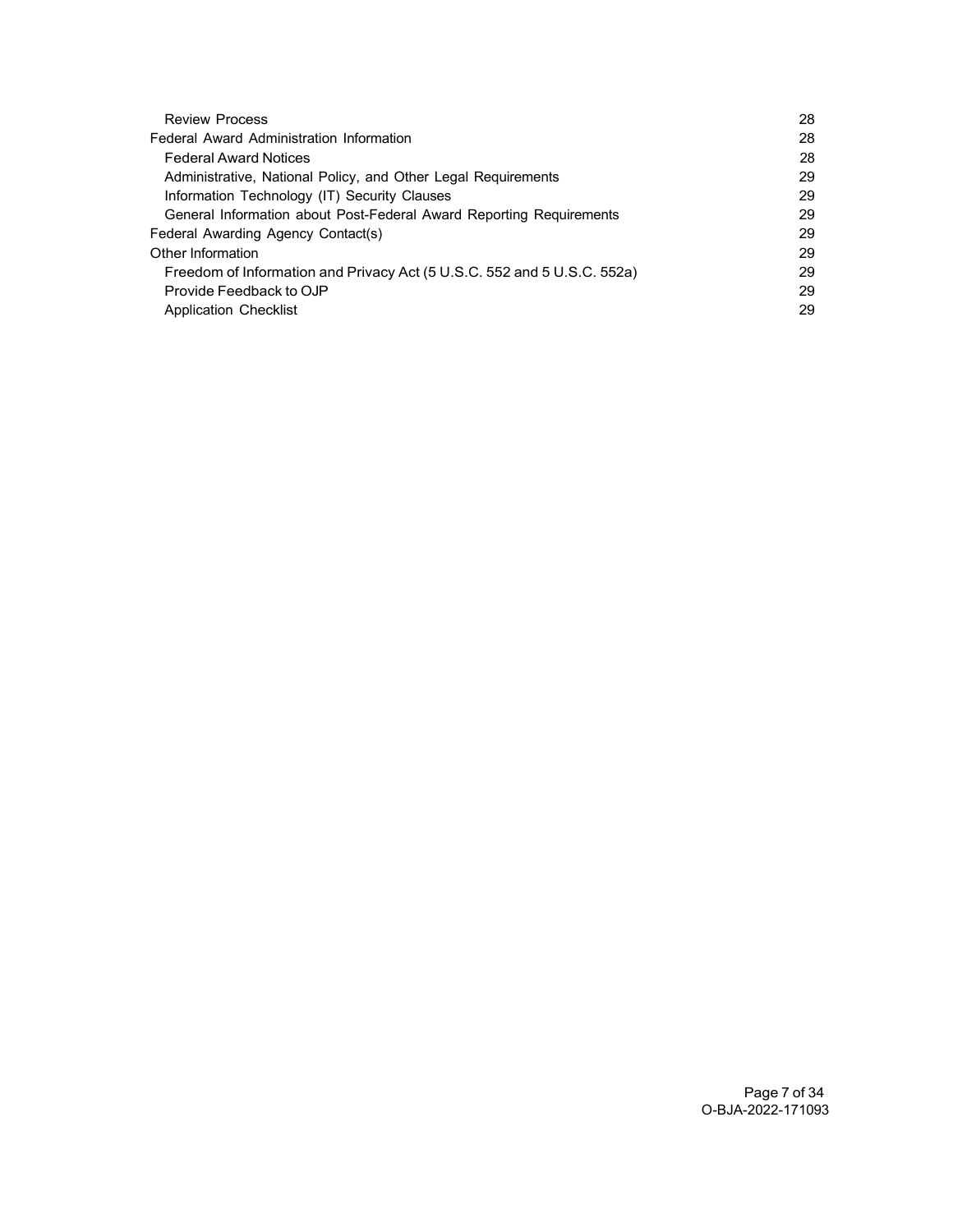Review Process 28

Federal Award Administration Information 28

Federal Award Notices 28

Administrative, National Policy, and Other Legal Requirements 29

Information Technology (IT) Security Clauses 29

General Information about Post-Federal Award Reporting Requirements 29

Federal Awarding Agency Contact(s) 29

Other Information 29

Freedom of Information and Privacy Act (5 U.S.C. 552 and 5 U.S.C. 552a) 29

Provide Feedback to OJP 29

Application Checklist 29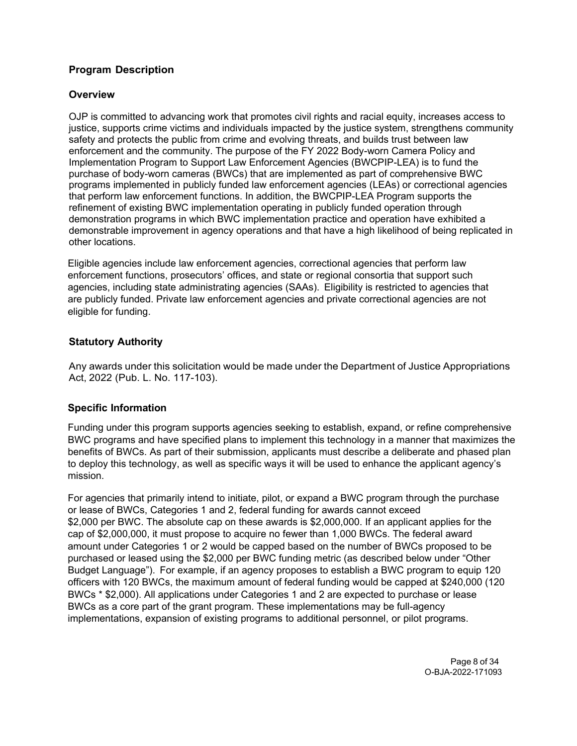## Program Description

### Overview

OJP is committed to advancing work that promotes civil rights and racial equity, increases access to justice, supports crime victims and individuals impacted by the justice system, strengthens community safety and protects the public from crime and evolving threats, and builds trust between law enforcement and the community. The purpose of the FY 2022 Body-worn Camera Policy and Implementation Program to Support Law Enforcement Agencies (BWCPIP-LEA) is to fund the purchase of body-worn cameras (BWCs) that are implemented as part of comprehensive BWC programs implemented in publicly funded law enforcement agencies (LEAs) or correctional agencies that perform law enforcement functions. In addition, the BWCPIP-LEA Program supports the refinement of existing BWC implementation operating in publicly funded operation through demonstration programs in which BWC implementation practice and operation have exhibited a demonstrable improvement in agency operations and that have a high likelihood of being replicated in other locations.

Eligible agencies include law enforcement agencies, correctional agencies that perform law enforcement functions, prosecutors' offices, and state or regional consortia that support such agencies, including state administrating agencies (SAAs). Eligibility is restricted to agencies that are publicly funded. Private law enforcement agencies and private correctional agencies are not eligible for funding.

### Statutory Authority

Any awards under this solicitation would be made under the Department of Justice Appropriations Act, 2022 (Pub. L. No. 117-103).

### Specific Information

Funding under this program supports agencies seeking to establish, expand, or refine comprehensive BWC programs and have specified plans to implement this technology in a manner that maximizes the benefits of BWCs. As part of their submission, applicants must describe a deliberate and phased plan to deploy this technology, as well as specific ways it will be used to enhance the applicant agency's mission.

For agencies that primarily intend to initiate, pilot, or expand a BWC program through the purchase or lease of BWCs, Categories 1 and 2, federal funding for awards cannot exceed $2,000 per BWC. The absolute cap on these awards is $2,000,000. If an applicant applies for the cap of $2,000,000, it must propose to acquire no fewer than 1,000 BWCs. The federal award amount under Categories 1 or 2 would be capped based on the number of BWCs proposed to be purchased or leased using the $2,000 per BWC funding metric (as described below under "Other Budget Language"). For example, if an agency proposes to establish a BWC program to equip 120 officers with 120 BWCs, the maximum amount of federal funding would be capped at $240,000 (120 BWCs * $2,000). All applications under Categories 1 and 2 are expected to purchase or lease BWCs as a core part of the grant program. These implementations may be full-agency implementations, expansion of existing programs to additional personnel, or pilot programs.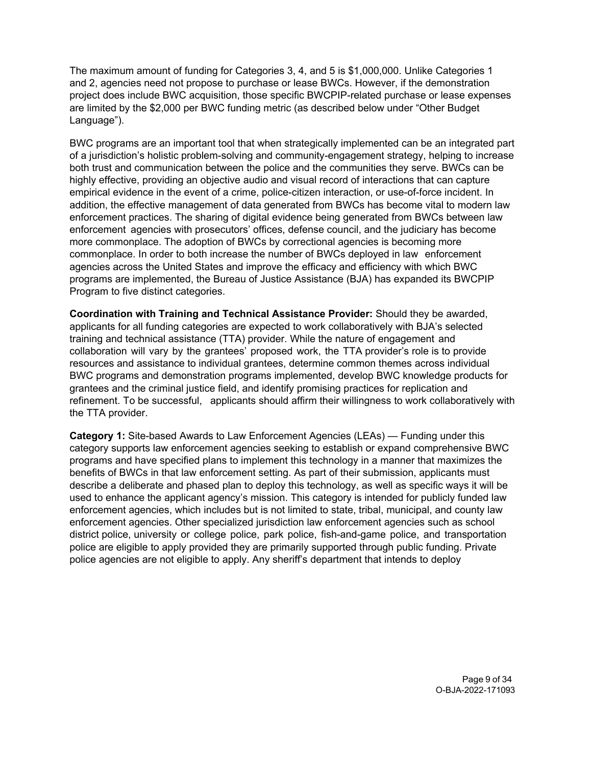The maximum amount of funding for Categories 3, 4, and 5 is $1,000,000. Unlike Categories 1 and 2, agencies need not propose to purchase or lease BWCs. However, if the demonstration project does include BWC acquisition, those specific BWCPIP-related purchase or lease expenses are limited by the $2,000 per BWC funding metric (as described below under "Other Budget Language").

BWC programs are an important tool that when strategically implemented can be an integrated part of a jurisdiction's holistic problem-solving and community-engagement strategy, helping to increase both trust and communication between the police and the communities they serve. BWCs can be highly effective, providing an objective audio and visual record of interactions that can capture empirical evidence in the event of a crime, police-citizen interaction, or use-of-force incident. In addition, the effective management of data generated from BWCs has become vital to modern law enforcement practices. The sharing of digital evidence being generated from BWCs between law enforcement agencies with prosecutors' offices, defense council, and the judiciary has become more commonplace. The adoption of BWCs by correctional agencies is becoming more commonplace. In order to both increase the number of BWCs deployed in law enforcement agencies across the United States and improve the efficacy and efficiency with which BWC programs are implemented, the Bureau of Justice Assistance (BJA) has expanded its BWCPIP Program to five distinct categories.

**Coordination with Training and Technical Assistance Provider:** Should they be awarded, applicants for all funding categories are expected to work collaboratively with BJA's selected training and technical assistance (TTA) provider. While the nature of engagement and collaboration will vary by the grantees' proposed work, the TTA provider's role is to provide resources and assistance to individual grantees, determine common themes across individual BWC programs and demonstration programs implemented, develop BWC knowledge products for grantees and the criminal justice field, and identify promising practices for replication and refinement. To be successful, applicants should affirm their willingness to work collaboratively with the TTA provider.

**Category 1:** Site-based Awards to Law Enforcement Agencies (LEAs) — Funding under this category supports law enforcement agencies seeking to establish or expand comprehensive BWC programs and have specified plans to implement this technology in a manner that maximizes the benefits of BWCs in that law enforcement setting. As part of their submission, applicants must describe a deliberate and phased plan to deploy this technology, as well as specific ways it will be used to enhance the applicant agency's mission. This category is intended for publicly funded law enforcement agencies, which includes but is not limited to state, tribal, municipal, and county law enforcement agencies. Other specialized jurisdiction law enforcement agencies such as school district police, university or college police, park police, fish-and-game police, and transportation police are eligible to apply provided they are primarily supported through public funding. Private police agencies are not eligible to apply. Any sheriff's department that intends to deploy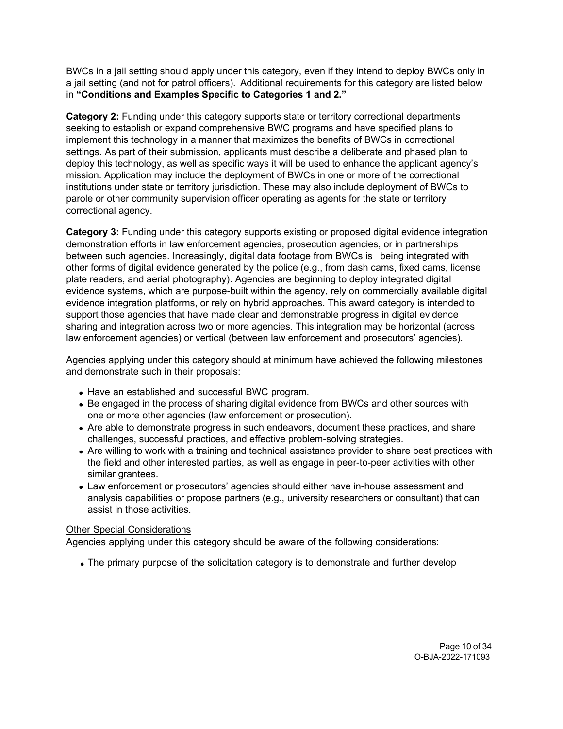BWCs in a jail setting should apply under this category, even if they intend to deploy BWCs only in a jail setting (and not for patrol officers). Additional requirements for this category are listed below in **"Conditions and Examples Specific to Categories 1 and 2."**

**Category 2:** Funding under this category supports state or territory correctional departments seeking to establish or expand comprehensive BWC programs and have specified plans to implement this technology in a manner that maximizes the benefits of BWCs in correctional settings. As part of their submission, applicants must describe a deliberate and phased plan to deploy this technology, as well as specific ways it will be used to enhance the applicant agency's mission. Application may include the deployment of BWCs in one or more of the correctional institutions under state or territory jurisdiction. These may also include deployment of BWCs to parole or other community supervision officer operating as agents for the state or territory correctional agency.

**Category 3:** Funding under this category supports existing or proposed digital evidence integration demonstration efforts in law enforcement agencies, prosecution agencies, or in partnerships between such agencies. Increasingly, digital data footage from BWCs is being integrated with other forms of digital evidence generated by the police (e.g., from dash cams, fixed cams, license plate readers, and aerial photography). Agencies are beginning to deploy integrated digital evidence systems, which are purpose-built within the agency, rely on commercially available digital evidence integration platforms, or rely on hybrid approaches. This award category is intended to support those agencies that have made clear and demonstrable progress in digital evidence sharing and integration across two or more agencies. This integration may be horizontal (across law enforcement agencies) or vertical (between law enforcement and prosecutors' agencies).

Agencies applying under this category should at minimum have achieved the following milestones and demonstrate such in their proposals:

- Have an established and successful BWC program.
- Be engaged in the process of sharing digital evidence from BWCs and other sources with one or more other agencies (law enforcement or prosecution).
- Are able to demonstrate progress in such endeavors, document these practices, and share challenges, successful practices, and effective problem-solving strategies.
- Are willing to work with a training and technical assistance provider to share best practices with the field and other interested parties, as well as engage in peer-to-peer activities with other similar grantees.
- Law enforcement or prosecutors' agencies should either have in-house assessment and analysis capabilities or propose partners (e.g., university researchers or consultant) that can assist in those activities.

<u>Other Special Considerations</u>

Agencies applying under this category should be aware of the following considerations:

- The primary purpose of the solicitation category is to demonstrate and further develop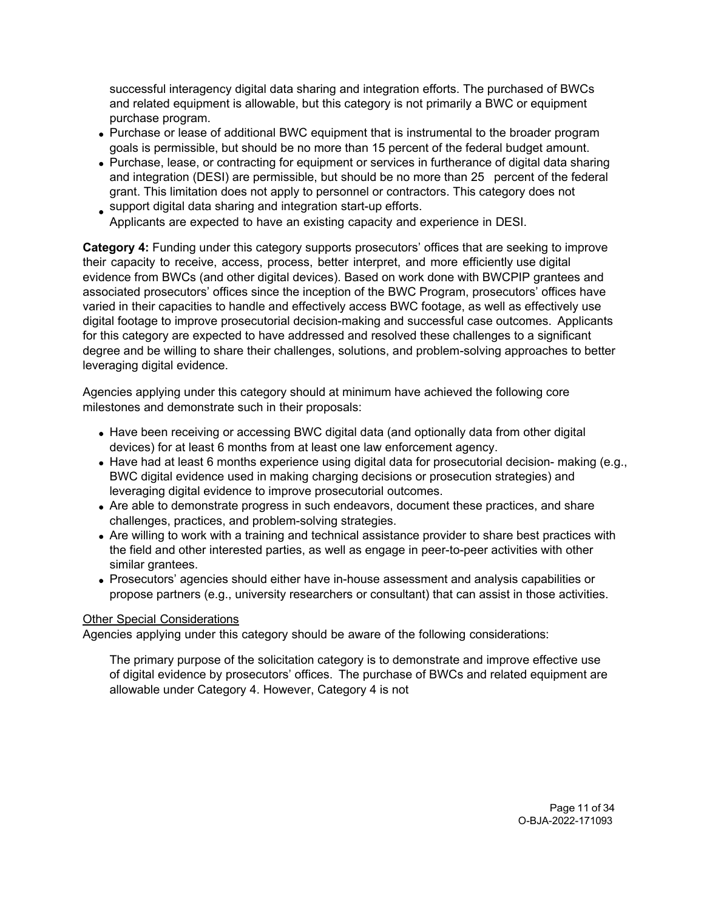successful interagency digital data sharing and integration efforts. The purchased of BWCs and related equipment is allowable, but this category is not primarily a BWC or equipment purchase program.

- Purchase or lease of additional BWC equipment that is instrumental to the broader program goals is permissible, but should be no more than 15 percent of the federal budget amount.
- Purchase, lease, or contracting for equipment or services in furtherance of digital data sharing and integration (DESI) are permissible, but should be no more than 25 percent of the federal grant. This limitation does not apply to personnel or contractors. This category does not
- support digital data sharing and integration start-up efforts.

Applicants are expected to have an existing capacity and experience in DESI.

**Category 4:** Funding under this category supports prosecutors' offices that are seeking to improve their capacity to receive, access, process, better interpret, and more efficiently use digital evidence from BWCs (and other digital devices). Based on work done with BWCPIP grantees and associated prosecutors' offices since the inception of the BWC Program, prosecutors' offices have varied in their capacities to handle and effectively access BWC footage, as well as effectively use digital footage to improve prosecutorial decision-making and successful case outcomes. Applicants for this category are expected to have addressed and resolved these challenges to a significant degree and be willing to share their challenges, solutions, and problem-solving approaches to better leveraging digital evidence.

Agencies applying under this category should at minimum have achieved the following core milestones and demonstrate such in their proposals:

- Have been receiving or accessing BWC digital data (and optionally data from other digital devices) for at least 6 months from at least one law enforcement agency.
- Have had at least 6 months experience using digital data for prosecutorial decision- making (e.g., BWC digital evidence used in making charging decisions or prosecution strategies) and leveraging digital evidence to improve prosecutorial outcomes.
- Are able to demonstrate progress in such endeavors, document these practices, and share challenges, practices, and problem-solving strategies.
- Are willing to work with a training and technical assistance provider to share best practices with the field and other interested parties, as well as engage in peer-to-peer activities with other similar grantees.
- Prosecutors' agencies should either have in-house assessment and analysis capabilities or propose partners (e.g., university researchers or consultant) that can assist in those activities.

Other Special Considerations

Agencies applying under this category should be aware of the following considerations:

The primary purpose of the solicitation category is to demonstrate and improve effective use of digital evidence by prosecutors' offices. The purchase of BWCs and related equipment are allowable under Category 4. However, Category 4 is not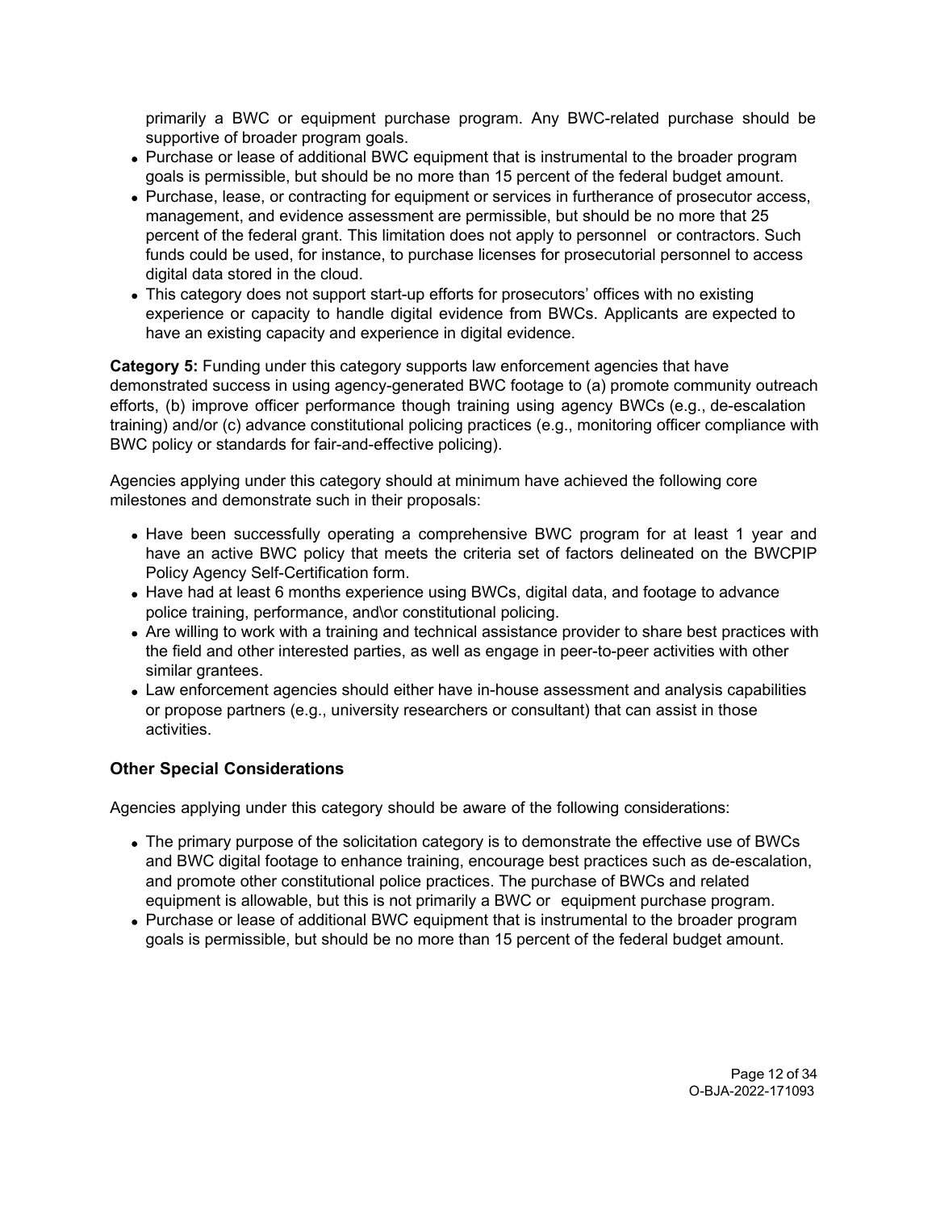primarily a BWC or equipment purchase program. Any BWC-related purchase should be supportive of broader program goals.

- Purchase or lease of additional BWC equipment that is instrumental to the broader program goals is permissible, but should be no more than 15 percent of the federal budget amount.
- Purchase, lease, or contracting for equipment or services in furtherance of prosecutor access, management, and evidence assessment are permissible, but should be no more that 25 percent of the federal grant. This limitation does not apply to personnel or contractors. Such funds could be used, for instance, to purchase licenses for prosecutorial personnel to access digital data stored in the cloud.
- This category does not support start-up efforts for prosecutors' offices with no existing experience or capacity to handle digital evidence from BWCs. Applicants are expected to have an existing capacity and experience in digital evidence.

**Category 5:** Funding under this category supports law enforcement agencies that have demonstrated success in using agency-generated BWC footage to (a) promote community outreach efforts, (b) improve officer performance though training using agency BWCs (e.g., de-escalation training) and/or (c) advance constitutional policing practices (e.g., monitoring officer compliance with BWC policy or standards for fair-and-effective policing).

Agencies applying under this category should at minimum have achieved the following core milestones and demonstrate such in their proposals:

- Have been successfully operating a comprehensive BWC program for at least 1 year and have an active BWC policy that meets the criteria set of factors delineated on the BWCPIP Policy Agency Self-Certification form.
- Have had at least 6 months experience using BWCs, digital data, and footage to advance police training, performance, and\or constitutional policing.
- Are willing to work with a training and technical assistance provider to share best practices with the field and other interested parties, as well as engage in peer-to-peer activities with other similar grantees.
- Law enforcement agencies should either have in-house assessment and analysis capabilities or propose partners (e.g., university researchers or consultant) that can assist in those activities.

### Other Special Considerations

Agencies applying under this category should be aware of the following considerations:

- The primary purpose of the solicitation category is to demonstrate the effective use of BWCs and BWC digital footage to enhance training, encourage best practices such as de-escalation, and promote other constitutional police practices. The purchase of BWCs and related equipment is allowable, but this is not primarily a BWC or equipment purchase program.
- Purchase or lease of additional BWC equipment that is instrumental to the broader program goals is permissible, but should be no more than 15 percent of the federal budget amount.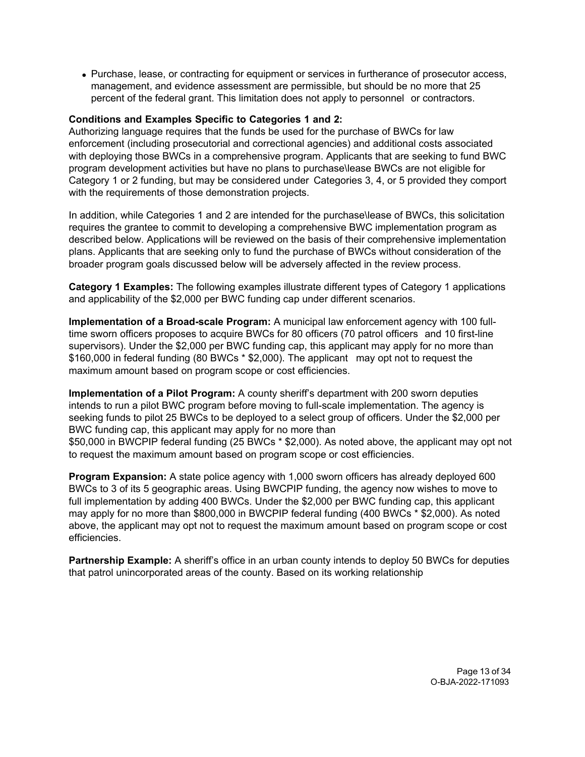- Purchase, lease, or contracting for equipment or services in furtherance of prosecutor access, management, and evidence assessment are permissible, but should be no more that 25 percent of the federal grant. This limitation does not apply to personnel or contractors.

**Conditions and Examples Specific to Categories 1 and 2:**
Authorizing language requires that the funds be used for the purchase of BWCs for law enforcement (including prosecutorial and correctional agencies) and additional costs associated with deploying those BWCs in a comprehensive program. Applicants that are seeking to fund BWC program development activities but have no plans to purchase\lease BWCs are not eligible for Category 1 or 2 funding, but may be considered under Categories 3, 4, or 5 provided they comport with the requirements of those demonstration projects.

In addition, while Categories 1 and 2 are intended for the purchase\lease of BWCs, this solicitation requires the grantee to commit to developing a comprehensive BWC implementation program as described below. Applications will be reviewed on the basis of their comprehensive implementation plans. Applicants that are seeking only to fund the purchase of BWCs without consideration of the broader program goals discussed below will be adversely affected in the review process.

**Category 1 Examples:** The following examples illustrate different types of Category 1 applications and applicability of the $2,000 per BWC funding cap under different scenarios.

**Implementation of a Broad-scale Program:** A municipal law enforcement agency with 100 full-time sworn officers proposes to acquire BWCs for 80 officers (70 patrol officers and 10 first-line supervisors). Under the $2,000 per BWC funding cap, this applicant may apply for no more than $160,000 in federal funding (80 BWCs * $2,000). The applicant may opt not to request the maximum amount based on program scope or cost efficiencies.

**Implementation of a Pilot Program:** A county sheriff's department with 200 sworn deputies intends to run a pilot BWC program before moving to full-scale implementation. The agency is seeking funds to pilot 25 BWCs to be deployed to a select group of officers. Under the $2,000 per BWC funding cap, this applicant may apply for no more than
$50,000 in BWCPIP federal funding (25 BWCs * $2,000). As noted above, the applicant may opt not to request the maximum amount based on program scope or cost efficiencies.

**Program Expansion:** A state police agency with 1,000 sworn officers has already deployed 600 BWCs to 3 of its 5 geographic areas. Using BWCPIP funding, the agency now wishes to move to full implementation by adding 400 BWCs. Under the $2,000 per BWC funding cap, this applicant may apply for no more than $800,000 in BWCPIP federal funding (400 BWCs * $2,000). As noted above, the applicant may opt not to request the maximum amount based on program scope or cost efficiencies.

**Partnership Example:** A sheriff's office in an urban county intends to deploy 50 BWCs for deputies that patrol unincorporated areas of the county. Based on its working relationship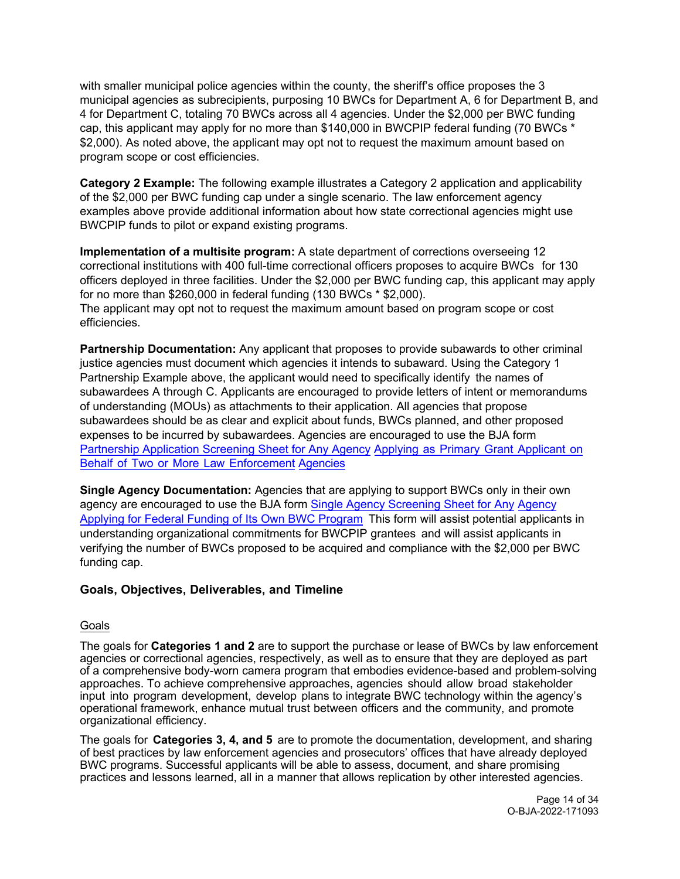with smaller municipal police agencies within the county, the sheriff's office proposes the 3 municipal agencies as subrecipients, purposing 10 BWCs for Department A, 6 for Department B, and 4 for Department C, totaling 70 BWCs across all 4 agencies. Under the $2,000 per BWC funding cap, this applicant may apply for no more than $140,000 in BWCPIP federal funding (70 BWCs * $2,000). As noted above, the applicant may opt not to request the maximum amount based on program scope or cost efficiencies.

**Category 2 Example:** The following example illustrates a Category 2 application and applicability of the $2,000 per BWC funding cap under a single scenario. The law enforcement agency examples above provide additional information about how state correctional agencies might use BWCPIP funds to pilot or expand existing programs.

**Implementation of a multisite program:** A state department of corrections overseeing 12 correctional institutions with 400 full-time correctional officers proposes to acquire BWCs for 130 officers deployed in three facilities. Under the $2,000 per BWC funding cap, this applicant may apply for no more than $260,000 in federal funding (130 BWCs * $2,000).
The applicant may opt not to request the maximum amount based on program scope or cost efficiencies.

**Partnership Documentation:** Any applicant that proposes to provide subawards to other criminal justice agencies must document which agencies it intends to subaward. Using the Category 1 Partnership Example above, the applicant would need to specifically identify the names of subawardees A through C. Applicants are encouraged to provide letters of intent or memorandums of understanding (MOUs) as attachments to their application. All agencies that propose subawardees should be as clear and explicit about funds, BWCs planned, and other proposed expenses to be incurred by subawardees. Agencies are encouraged to use the BJA form Partnership Application Screening Sheet for Any Agency Applying as Primary Grant Applicant on Behalf of Two or More Law Enforcement Agencies

**Single Agency Documentation:** Agencies that are applying to support BWCs only in their own agency are encouraged to use the BJA form Single Agency Screening Sheet for Any Agency Applying for Federal Funding of Its Own BWC Program This form will assist potential applicants in understanding organizational commitments for BWCPIP grantees and will assist applicants in verifying the number of BWCs proposed to be acquired and compliance with the $2,000 per BWC funding cap.

## Goals, Objectives, Deliverables, and Timeline

### Goals

The goals for **Categories 1 and 2** are to support the purchase or lease of BWCs by law enforcement agencies or correctional agencies, respectively, as well as to ensure that they are deployed as part of a comprehensive body-worn camera program that embodies evidence-based and problem-solving approaches. To achieve comprehensive approaches, agencies should allow broad stakeholder input into program development, develop plans to integrate BWC technology within the agency's operational framework, enhance mutual trust between officers and the community, and promote organizational efficiency.

The goals for **Categories 3, 4, and 5** are to promote the documentation, development, and sharing of best practices by law enforcement agencies and prosecutors' offices that have already deployed BWC programs. Successful applicants will be able to assess, document, and share promising practices and lessons learned, all in a manner that allows replication by other interested agencies.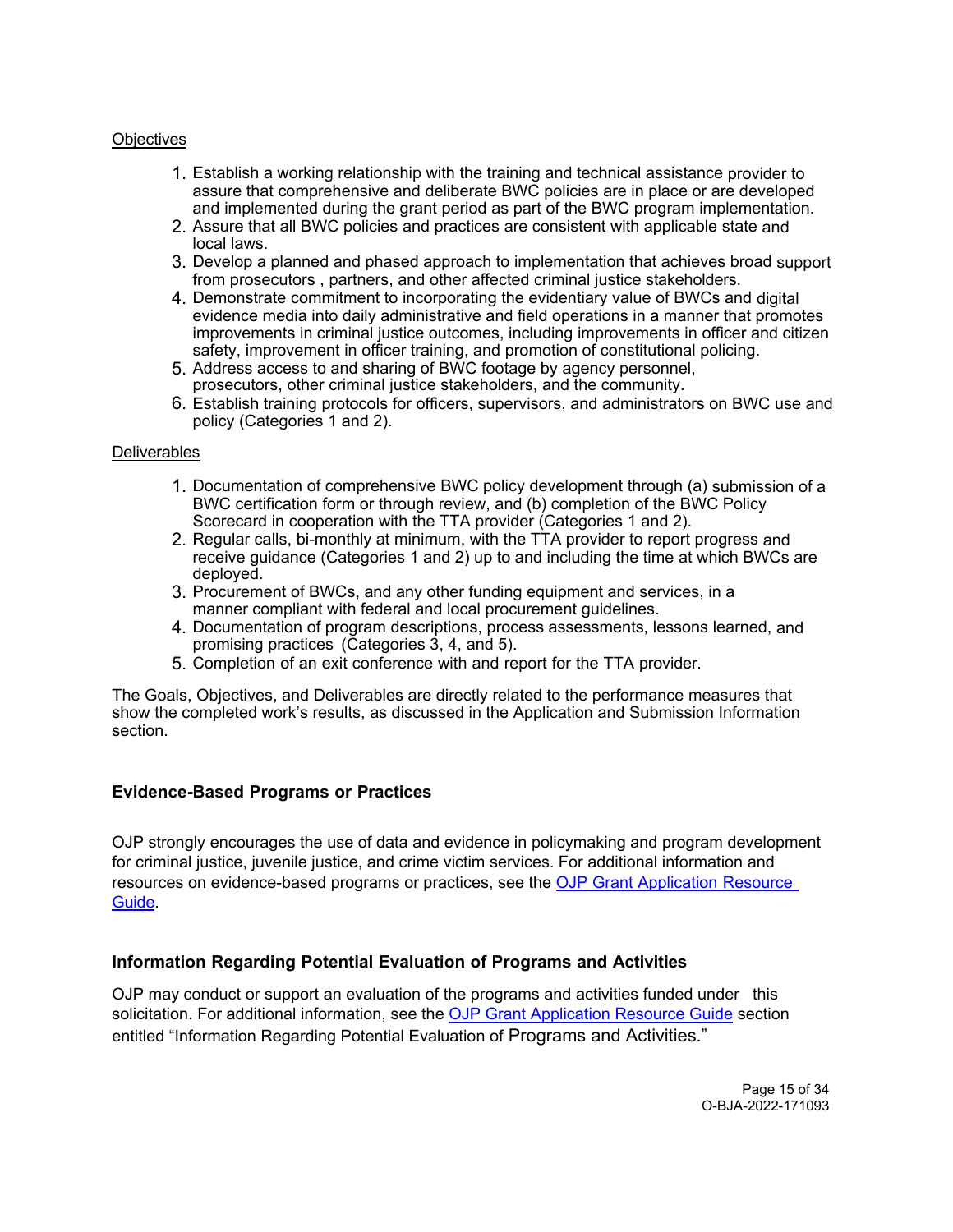Objectives

1. Establish a working relationship with the training and technical assistance provider to assure that comprehensive and deliberate BWC policies are in place or are developed and implemented during the grant period as part of the BWC program implementation.
2. Assure that all BWC policies and practices are consistent with applicable state and local laws.
3. Develop a planned and phased approach to implementation that achieves broad support from prosecutors , partners, and other affected criminal justice stakeholders.
4. Demonstrate commitment to incorporating the evidentiary value of BWCs and digital evidence media into daily administrative and field operations in a manner that promotes improvements in criminal justice outcomes, including improvements in officer and citizen safety, improvement in officer training, and promotion of constitutional policing.
5. Address access to and sharing of BWC footage by agency personnel, prosecutors, other criminal justice stakeholders, and the community.
6. Establish training protocols for officers, supervisors, and administrators on BWC use and policy (Categories 1 and 2).

Deliverables

1. Documentation of comprehensive BWC policy development through (a) submission of a BWC certification form or through review, and (b) completion of the BWC Policy Scorecard in cooperation with the TTA provider (Categories 1 and 2).
2. Regular calls, bi-monthly at minimum, with the TTA provider to report progress and receive guidance (Categories 1 and 2) up to and including the time at which BWCs are deployed.
3. Procurement of BWCs, and any other funding equipment and services, in a manner compliant with federal and local procurement guidelines.
4. Documentation of program descriptions, process assessments, lessons learned, and promising practices (Categories 3, 4, and 5).
5. Completion of an exit conference with and report for the TTA provider.

The Goals, Objectives, and Deliverables are directly related to the performance measures that show the completed work's results, as discussed in the Application and Submission Information section.

### Evidence-Based Programs or Practices

OJP strongly encourages the use of data and evidence in policymaking and program development for criminal justice, juvenile justice, and crime victim services. For additional information and resources on evidence-based programs or practices, see the [OJP Grant Application Resource Guide](#).

### Information Regarding Potential Evaluation of Programs and Activities

OJP may conduct or support an evaluation of the programs and activities funded under this solicitation. For additional information, see the [OJP Grant Application Resource Guide](#) section entitled "Information Regarding Potential Evaluation of Programs and Activities."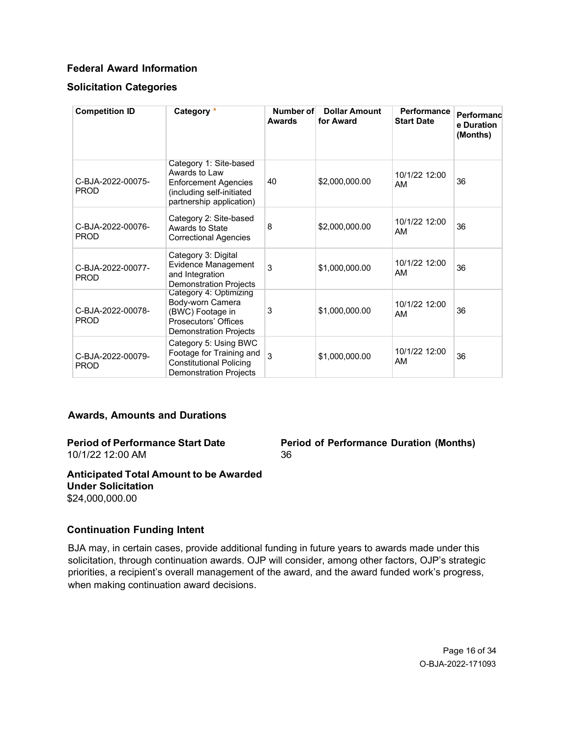## Federal Award Information

### Solicitation Categories

| Competition ID | Category * | Number of Awards | Dollar Amount for Award | Performance Start Date | Performance Duration (Months) |
|---|---|---|---|---|---|
| C-BJA-2022-00075-PROD | Category 1: Site-based Awards to Law Enforcement Agencies (including self-initiated partnership application) | 40 | $2,000,000.00 | 10/1/22 12:00 AM | 36 |
| C-BJA-2022-00076-PROD | Category 2: Site-based Awards to State Correctional Agencies | 8 | $2,000,000.00 | 10/1/22 12:00 AM | 36 |
| C-BJA-2022-00077-PROD | Category 3: Digital Evidence Management and Integration Demonstration Projects | 3 | $1,000,000.00 | 10/1/22 12:00 AM | 36 |
| C-BJA-2022-00078-PROD | Category 4: Optimizing Body-worn Camera (BWC) Footage in Prosecutors' Offices Demonstration Projects | 3 | $1,000,000.00 | 10/1/22 12:00 AM | 36 |
| C-BJA-2022-00079-PROD | Category 5: Using BWC Footage for Training and Constitutional Policing Demonstration Projects | 3 | $1,000,000.00 | 10/1/22 12:00 AM | 36 |

### Awards, Amounts and Durations

**Period of Performance Start Date**
10/1/22 12:00 AM

**Period of Performance Duration (Months)**
36

**Anticipated Total Amount to be Awarded Under Solicitation**
$24,000,000.00

### Continuation Funding Intent

BJA may, in certain cases, provide additional funding in future years to awards made under this solicitation, through continuation awards. OJP will consider, among other factors, OJP's strategic priorities, a recipient's overall management of the award, and the award funded work's progress, when making continuation award decisions.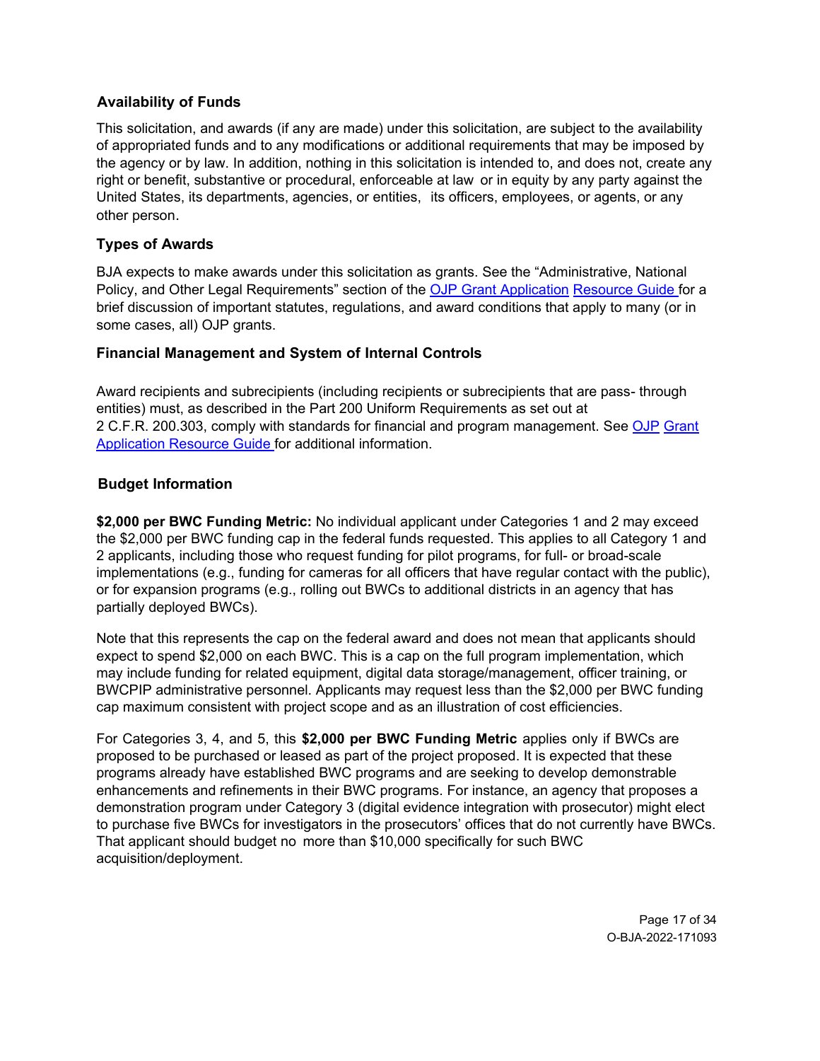## Availability of Funds

This solicitation, and awards (if any are made) under this solicitation, are subject to the availability of appropriated funds and to any modifications or additional requirements that may be imposed by the agency or by law. In addition, nothing in this solicitation is intended to, and does not, create any right or benefit, substantive or procedural, enforceable at law or in equity by any party against the United States, its departments, agencies, or entities, its officers, employees, or agents, or any other person.

## Types of Awards

BJA expects to make awards under this solicitation as grants. See the "Administrative, National Policy, and Other Legal Requirements" section of the OJP Grant Application Resource Guide for a brief discussion of important statutes, regulations, and award conditions that apply to many (or in some cases, all) OJP grants.

## Financial Management and System of Internal Controls

Award recipients and subrecipients (including recipients or subrecipients that are pass- through entities) must, as described in the Part 200 Uniform Requirements as set out at 2 C.F.R. 200.303, comply with standards for financial and program management. See OJP Grant Application Resource Guide for additional information.

## Budget Information

**$2,000 per BWC Funding Metric:** No individual applicant under Categories 1 and 2 may exceed the $2,000 per BWC funding cap in the federal funds requested. This applies to all Category 1 and 2 applicants, including those who request funding for pilot programs, for full- or broad-scale implementations (e.g., funding for cameras for all officers that have regular contact with the public), or for expansion programs (e.g., rolling out BWCs to additional districts in an agency that has partially deployed BWCs).

Note that this represents the cap on the federal award and does not mean that applicants should expect to spend $2,000 on each BWC. This is a cap on the full program implementation, which may include funding for related equipment, digital data storage/management, officer training, or BWCPIP administrative personnel. Applicants may request less than the $2,000 per BWC funding cap maximum consistent with project scope and as an illustration of cost efficiencies.

For Categories 3, 4, and 5, this **$2,000 per BWC Funding Metric** applies only if BWCs are proposed to be purchased or leased as part of the project proposed. It is expected that these programs already have established BWC programs and are seeking to develop demonstrable enhancements and refinements in their BWC programs. For instance, an agency that proposes a demonstration program under Category 3 (digital evidence integration with prosecutor) might elect to purchase five BWCs for investigators in the prosecutors' offices that do not currently have BWCs. That applicant should budget no more than $10,000 specifically for such BWC acquisition/deployment.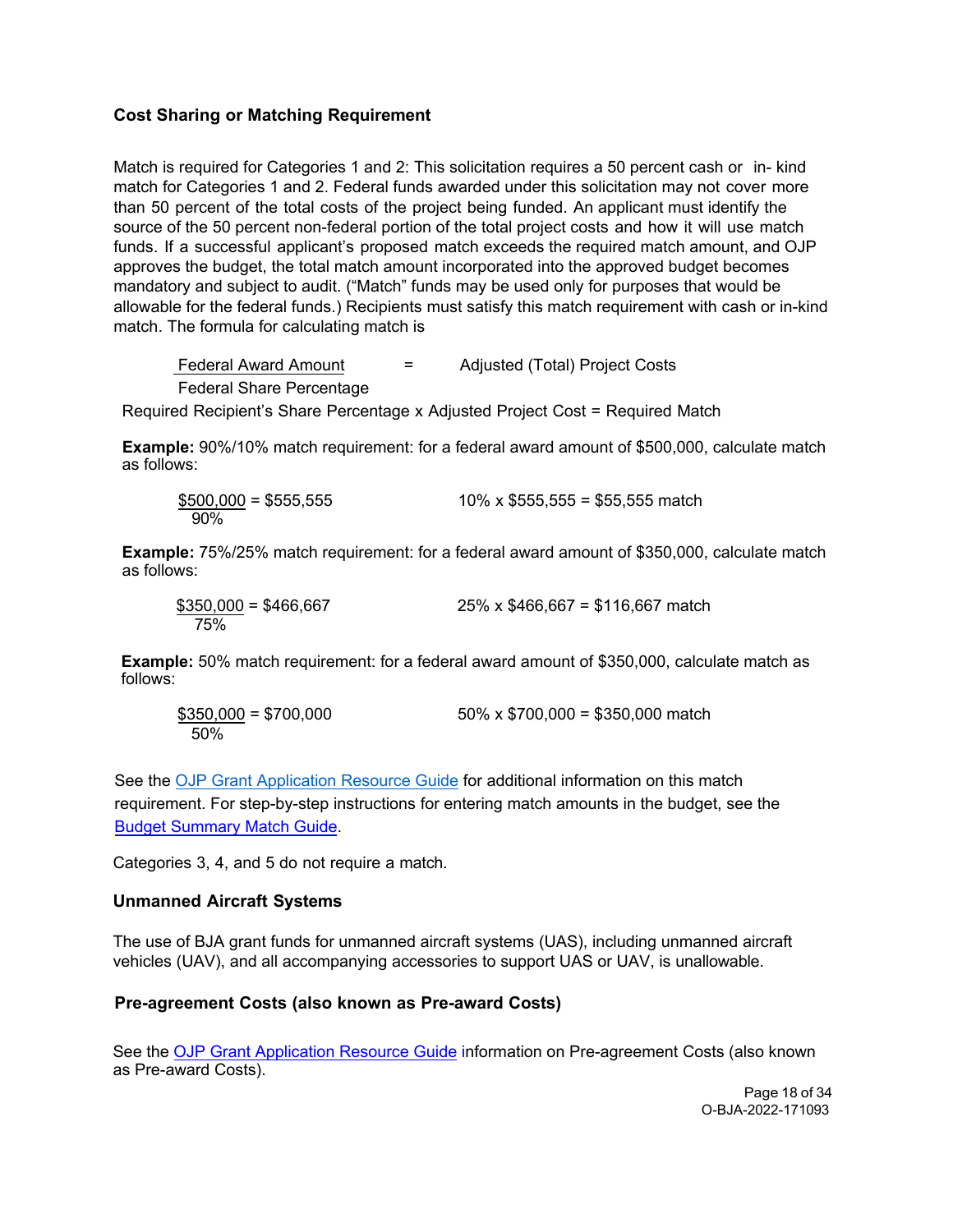### Cost Sharing or Matching Requirement

Match is required for Categories 1 and 2: This solicitation requires a 50 percent cash or in- kind match for Categories 1 and 2. Federal funds awarded under this solicitation may not cover more than 50 percent of the total costs of the project being funded. An applicant must identify the source of the 50 percent non-federal portion of the total project costs and how it will use match funds. If a successful applicant's proposed match exceeds the required match amount, and OJP approves the budget, the total match amount incorporated into the approved budget becomes mandatory and subject to audit. ("Match" funds may be used only for purposes that would be allowable for the federal funds.) Recipients must satisfy this match requirement with cash or in-kind match. The formula for calculating match is

$$\frac{\text{Federal Award Amount}}{\text{Federal Share Percentage}} = \text{Adjusted (Total) Project Costs}$$

Required Recipient's Share Percentage x Adjusted Project Cost = Required Match

**Example:** 90%/10% match requirement: for a federal award amount of $500,000, calculate match as follows:

$$\frac{\$500{,}000}{90\%} = \$555{,}555 \qquad 10\% \times \$555{,}555 = \$55{,}555 \text{ match}$$

**Example:** 75%/25% match requirement: for a federal award amount of $350,000, calculate match as follows:

$$\frac{\$350{,}000}{75\%} = \$466{,}667 \qquad 25\% \times \$466{,}667 = \$116{,}667 \text{ match}$$

**Example:** 50% match requirement: for a federal award amount of $350,000, calculate match as follows:

$$\frac{\$350{,}000}{50\%} = \$700{,}000 \qquad 50\% \times \$700{,}000 = \$350{,}000 \text{ match}$$

See the OJP Grant Application Resource Guide for additional information on this match requirement. For step-by-step instructions for entering match amounts in the budget, see the Budget Summary Match Guide.

Categories 3, 4, and 5 do not require a match.

### Unmanned Aircraft Systems

The use of BJA grant funds for unmanned aircraft systems (UAS), including unmanned aircraft vehicles (UAV), and all accompanying accessories to support UAS or UAV, is unallowable.

### Pre-agreement Costs (also known as Pre-award Costs)

See the OJP Grant Application Resource Guide information on Pre-agreement Costs (also known as Pre-award Costs).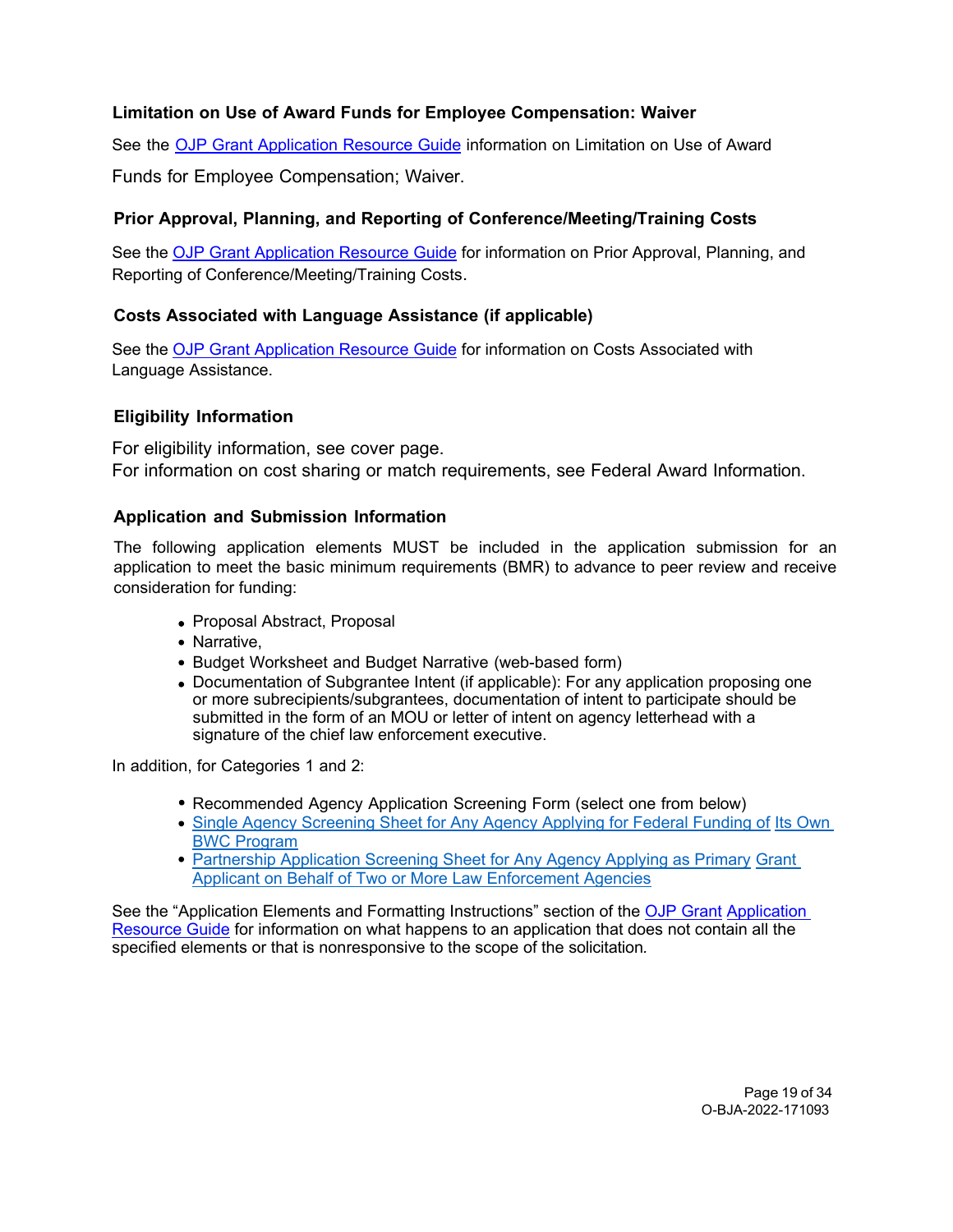### Limitation on Use of Award Funds for Employee Compensation: Waiver

See the OJP Grant Application Resource Guide information on Limitation on Use of Award Funds for Employee Compensation; Waiver.

### Prior Approval, Planning, and Reporting of Conference/Meeting/Training Costs

See the OJP Grant Application Resource Guide for information on Prior Approval, Planning, and Reporting of Conference/Meeting/Training Costs.

### Costs Associated with Language Assistance (if applicable)

See the OJP Grant Application Resource Guide for information on Costs Associated with Language Assistance.

### Eligibility Information

For eligibility information, see cover page.
For information on cost sharing or match requirements, see Federal Award Information.

### Application and Submission Information

The following application elements MUST be included in the application submission for an application to meet the basic minimum requirements (BMR) to advance to peer review and receive consideration for funding:

- Proposal Abstract, Proposal
- Narrative,
- Budget Worksheet and Budget Narrative (web-based form)
- Documentation of Subgrantee Intent (if applicable): For any application proposing one or more subrecipients/subgrantees, documentation of intent to participate should be submitted in the form of an MOU or letter of intent on agency letterhead with a signature of the chief law enforcement executive.

In addition, for Categories 1 and 2:

- Recommended Agency Application Screening Form (select one from below)
- Single Agency Screening Sheet for Any Agency Applying for Federal Funding of Its Own BWC Program
- Partnership Application Screening Sheet for Any Agency Applying as Primary Grant Applicant on Behalf of Two or More Law Enforcement Agencies

See the "Application Elements and Formatting Instructions" section of the OJP Grant Application Resource Guide for information on what happens to an application that does not contain all the specified elements or that is nonresponsive to the scope of the solicitation.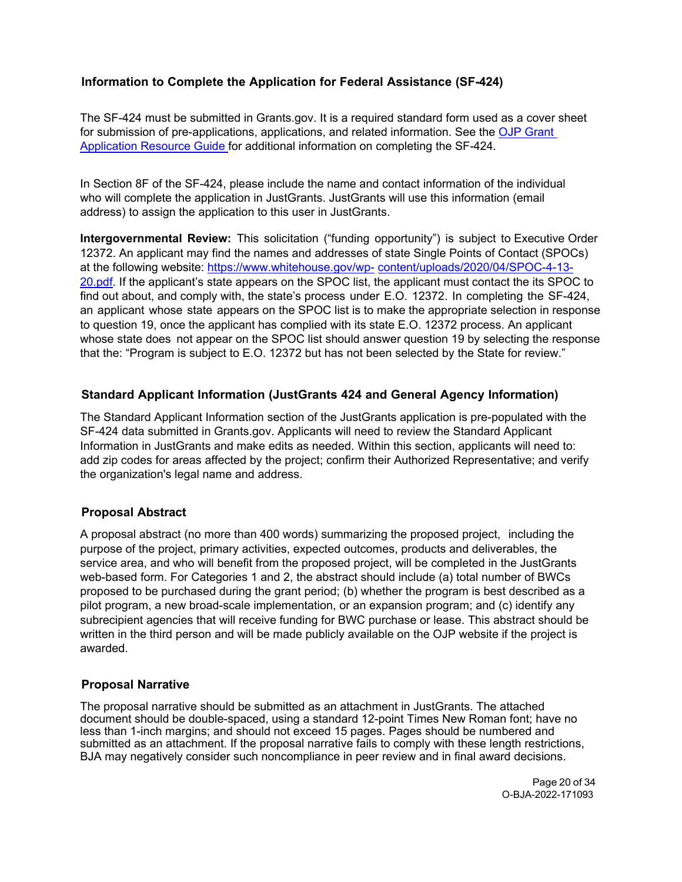### Information to Complete the Application for Federal Assistance (SF-424)

The SF-424 must be submitted in Grants.gov. It is a required standard form used as a cover sheet for submission of pre-applications, applications, and related information. See the [OJP Grant Application Resource Guide](#) for additional information on completing the SF-424.

In Section 8F of the SF-424, please include the name and contact information of the individual who will complete the application in JustGrants. JustGrants will use this information (email address) to assign the application to this user in JustGrants.

**Intergovernmental Review:** This solicitation ("funding opportunity") is subject to Executive Order 12372. An applicant may find the names and addresses of state Single Points of Contact (SPOCs) at the following website: https://www.whitehouse.gov/wp-content/uploads/2020/04/SPOC-4-13-20.pdf. If the applicant's state appears on the SPOC list, the applicant must contact the its SPOC to find out about, and comply with, the state's process under E.O. 12372. In completing the SF-424, an applicant whose state appears on the SPOC list is to make the appropriate selection in response to question 19, once the applicant has complied with its state E.O. 12372 process. An applicant whose state does not appear on the SPOC list should answer question 19 by selecting the response that the: "Program is subject to E.O. 12372 but has not been selected by the State for review."

### Standard Applicant Information (JustGrants 424 and General Agency Information)

The Standard Applicant Information section of the JustGrants application is pre-populated with the SF-424 data submitted in Grants.gov. Applicants will need to review the Standard Applicant Information in JustGrants and make edits as needed. Within this section, applicants will need to: add zip codes for areas affected by the project; confirm their Authorized Representative; and verify the organization's legal name and address.

### Proposal Abstract

A proposal abstract (no more than 400 words) summarizing the proposed project, including the purpose of the project, primary activities, expected outcomes, products and deliverables, the service area, and who will benefit from the proposed project, will be completed in the JustGrants web-based form. For Categories 1 and 2, the abstract should include (a) total number of BWCs proposed to be purchased during the grant period; (b) whether the program is best described as a pilot program, a new broad-scale implementation, or an expansion program; and (c) identify any subrecipient agencies that will receive funding for BWC purchase or lease. This abstract should be written in the third person and will be made publicly available on the OJP website if the project is awarded.

### Proposal Narrative

The proposal narrative should be submitted as an attachment in JustGrants. The attached document should be double-spaced, using a standard 12-point Times New Roman font; have no less than 1-inch margins; and should not exceed 15 pages. Pages should be numbered and submitted as an attachment. If the proposal narrative fails to comply with these length restrictions, BJA may negatively consider such noncompliance in peer review and in final award decisions.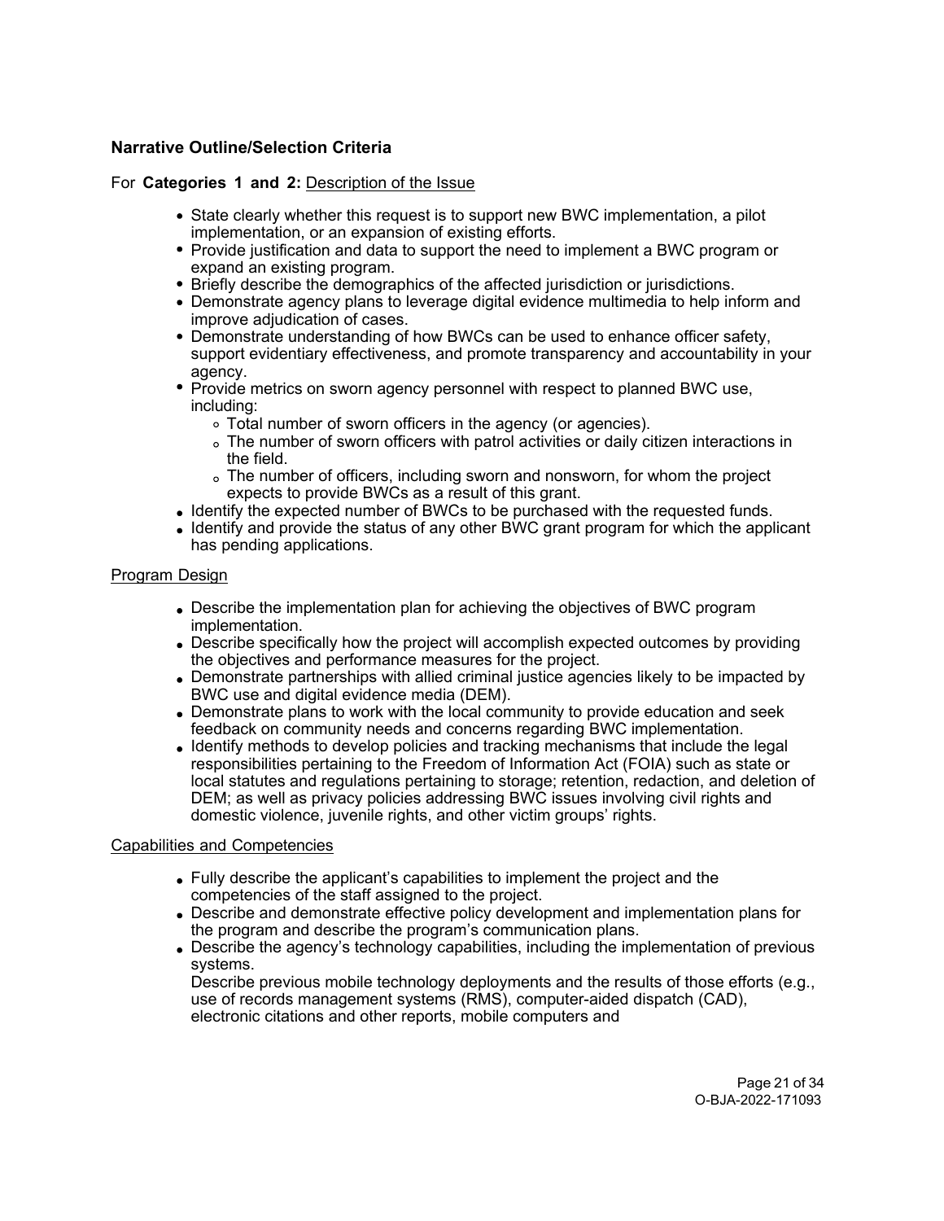### Narrative Outline/Selection Criteria

For **Categories 1 and 2:** Description of the Issue

- State clearly whether this request is to support new BWC implementation, a pilot implementation, or an expansion of existing efforts.
- Provide justification and data to support the need to implement a BWC program or expand an existing program.
- Briefly describe the demographics of the affected jurisdiction or jurisdictions.
- Demonstrate agency plans to leverage digital evidence multimedia to help inform and improve adjudication of cases.
- Demonstrate understanding of how BWCs can be used to enhance officer safety, support evidentiary effectiveness, and promote transparency and accountability in your agency.
- Provide metrics on sworn agency personnel with respect to planned BWC use, including:
  - Total number of sworn officers in the agency (or agencies).
  - The number of sworn officers with patrol activities or daily citizen interactions in the field.
  - The number of officers, including sworn and nonsworn, for whom the project expects to provide BWCs as a result of this grant.
- Identify the expected number of BWCs to be purchased with the requested funds.
- Identify and provide the status of any other BWC grant program for which the applicant has pending applications.

Program Design

- Describe the implementation plan for achieving the objectives of BWC program implementation.
- Describe specifically how the project will accomplish expected outcomes by providing the objectives and performance measures for the project.
- Demonstrate partnerships with allied criminal justice agencies likely to be impacted by BWC use and digital evidence media (DEM).
- Demonstrate plans to work with the local community to provide education and seek feedback on community needs and concerns regarding BWC implementation.
- Identify methods to develop policies and tracking mechanisms that include the legal responsibilities pertaining to the Freedom of Information Act (FOIA) such as state or local statutes and regulations pertaining to storage; retention, redaction, and deletion of DEM; as well as privacy policies addressing BWC issues involving civil rights and domestic violence, juvenile rights, and other victim groups' rights.

Capabilities and Competencies

- Fully describe the applicant's capabilities to implement the project and the competencies of the staff assigned to the project.
- Describe and demonstrate effective policy development and implementation plans for the program and describe the program's communication plans.
- Describe the agency's technology capabilities, including the implementation of previous systems.
  Describe previous mobile technology deployments and the results of those efforts (e.g., use of records management systems (RMS), computer-aided dispatch (CAD), electronic citations and other reports, mobile computers and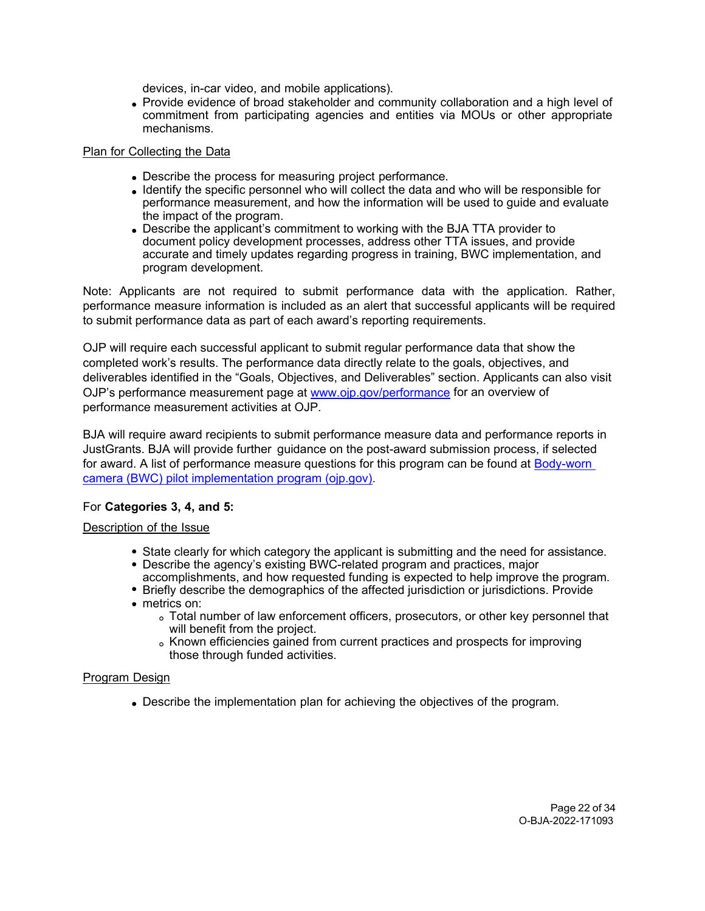devices, in-car video, and mobile applications).

- Provide evidence of broad stakeholder and community collaboration and a high level of commitment from participating agencies and entities via MOUs or other appropriate mechanisms.

Plan for Collecting the Data

- Describe the process for measuring project performance.
- Identify the specific personnel who will collect the data and who will be responsible for performance measurement, and how the information will be used to guide and evaluate the impact of the program.
- Describe the applicant's commitment to working with the BJA TTA provider to document policy development processes, address other TTA issues, and provide accurate and timely updates regarding progress in training, BWC implementation, and program development.

Note: Applicants are not required to submit performance data with the application. Rather, performance measure information is included as an alert that successful applicants will be required to submit performance data as part of each award's reporting requirements.

OJP will require each successful applicant to submit regular performance data that show the completed work's results. The performance data directly relate to the goals, objectives, and deliverables identified in the "Goals, Objectives, and Deliverables" section. Applicants can also visit OJP's performance measurement page at [www.ojp.gov/performance](http://www.ojp.gov/performance) for an overview of performance measurement activities at OJP.

BJA will require award recipients to submit performance measure data and performance reports in JustGrants. BJA will provide further guidance on the post-award submission process, if selected for award. A list of performance measure questions for this program can be found at [Body-worn camera (BWC) pilot implementation program (ojp.gov)](https://bja.ojp.gov).

For **Categories 3, 4, and 5:**

Description of the Issue

- State clearly for which category the applicant is submitting and the need for assistance.
- Describe the agency's existing BWC-related program and practices, major accomplishments, and how requested funding is expected to help improve the program.
- Briefly describe the demographics of the affected jurisdiction or jurisdictions. Provide
- metrics on:
  - Total number of law enforcement officers, prosecutors, or other key personnel that will benefit from the project.
  - Known efficiencies gained from current practices and prospects for improving those through funded activities.

Program Design

- Describe the implementation plan for achieving the objectives of the program.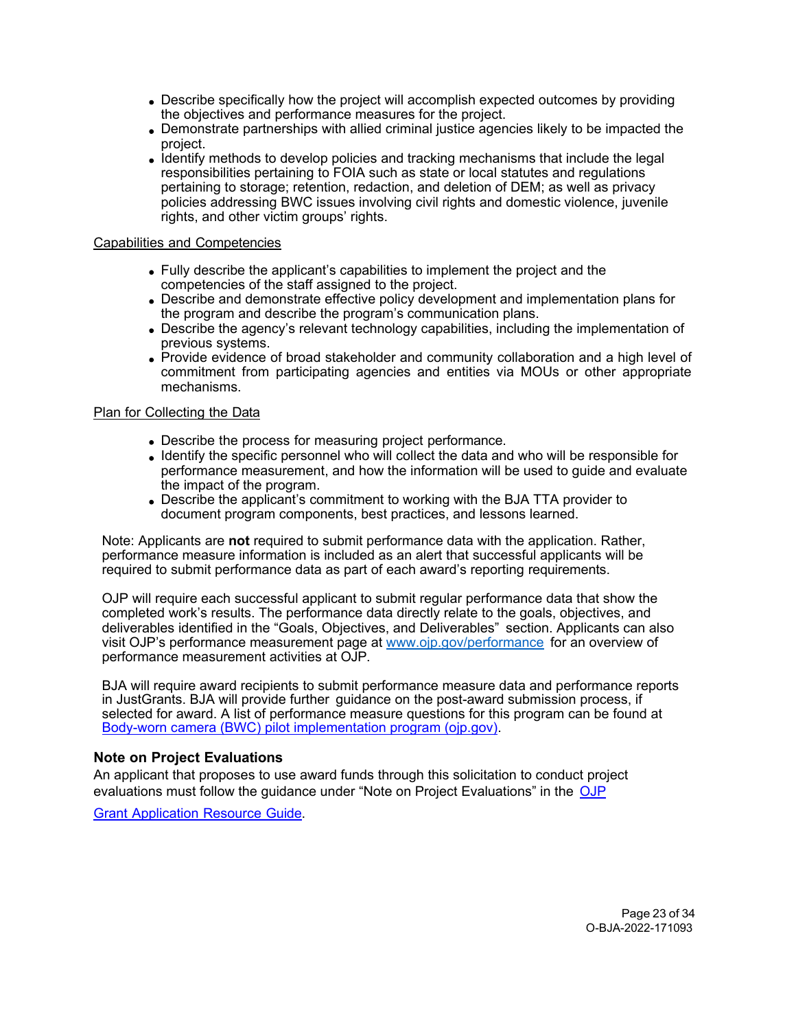- Describe specifically how the project will accomplish expected outcomes by providing the objectives and performance measures for the project.
- Demonstrate partnerships with allied criminal justice agencies likely to be impacted the project.
- Identify methods to develop policies and tracking mechanisms that include the legal responsibilities pertaining to FOIA such as state or local statutes and regulations pertaining to storage; retention, redaction, and deletion of DEM; as well as privacy policies addressing BWC issues involving civil rights and domestic violence, juvenile rights, and other victim groups' rights.

Capabilities and Competencies

- Fully describe the applicant's capabilities to implement the project and the competencies of the staff assigned to the project.
- Describe and demonstrate effective policy development and implementation plans for the program and describe the program's communication plans.
- Describe the agency's relevant technology capabilities, including the implementation of previous systems.
- Provide evidence of broad stakeholder and community collaboration and a high level of commitment from participating agencies and entities via MOUs or other appropriate mechanisms.

Plan for Collecting the Data

- Describe the process for measuring project performance.
- Identify the specific personnel who will collect the data and who will be responsible for performance measurement, and how the information will be used to guide and evaluate the impact of the program.
- Describe the applicant's commitment to working with the BJA TTA provider to document program components, best practices, and lessons learned.

Note: Applicants are **not** required to submit performance data with the application. Rather, performance measure information is included as an alert that successful applicants will be required to submit performance data as part of each award's reporting requirements.

OJP will require each successful applicant to submit regular performance data that show the completed work's results. The performance data directly relate to the goals, objectives, and deliverables identified in the "Goals, Objectives, and Deliverables" section. Applicants can also visit OJP's performance measurement page at [www.ojp.gov/performance](www.ojp.gov/performance) for an overview of performance measurement activities at OJP.

BJA will require award recipients to submit performance measure data and performance reports in JustGrants. BJA will provide further guidance on the post-award submission process, if selected for award. A list of performance measure questions for this program can be found at Body-worn camera (BWC) pilot implementation program (ojp.gov).

### Note on Project Evaluations

An applicant that proposes to use award funds through this solicitation to conduct project evaluations must follow the guidance under "Note on Project Evaluations" in the OJP Grant Application Resource Guide.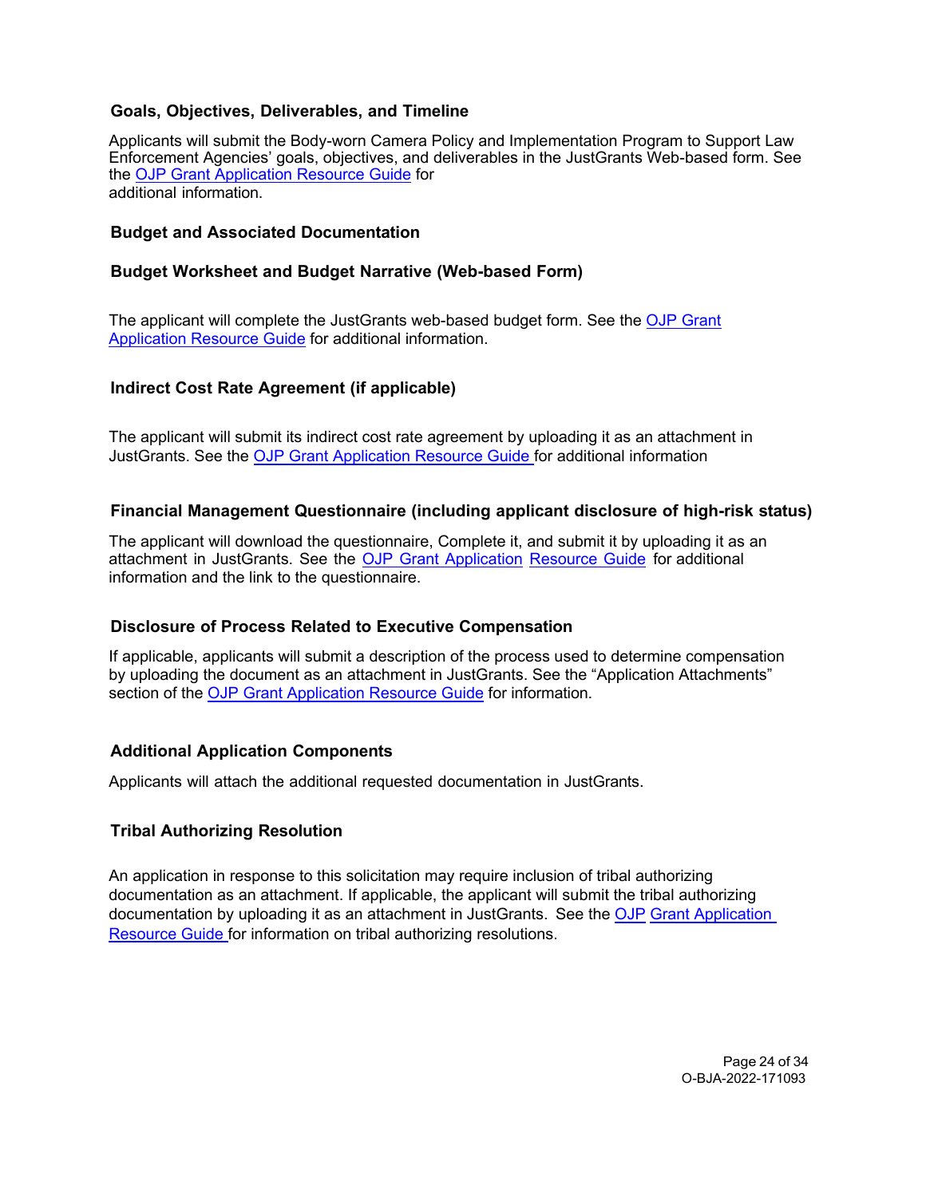### Goals, Objectives, Deliverables, and Timeline

Applicants will submit the Body-worn Camera Policy and Implementation Program to Support Law Enforcement Agencies' goals, objectives, and deliverables in the JustGrants Web-based form. See the OJP Grant Application Resource Guide for additional information.

### Budget and Associated Documentation

### Budget Worksheet and Budget Narrative (Web-based Form)

The applicant will complete the JustGrants web-based budget form. See the OJP Grant Application Resource Guide for additional information.

### Indirect Cost Rate Agreement (if applicable)

The applicant will submit its indirect cost rate agreement by uploading it as an attachment in JustGrants. See the OJP Grant Application Resource Guide for additional information

### Financial Management Questionnaire (including applicant disclosure of high-risk status)

The applicant will download the questionnaire, Complete it, and submit it by uploading it as an attachment in JustGrants. See the OJP Grant Application Resource Guide for additional information and the link to the questionnaire.

### Disclosure of Process Related to Executive Compensation

If applicable, applicants will submit a description of the process used to determine compensation by uploading the document as an attachment in JustGrants. See the "Application Attachments" section of the OJP Grant Application Resource Guide for information.

### Additional Application Components

Applicants will attach the additional requested documentation in JustGrants.

### Tribal Authorizing Resolution

An application in response to this solicitation may require inclusion of tribal authorizing documentation as an attachment. If applicable, the applicant will submit the tribal authorizing documentation by uploading it as an attachment in JustGrants. See the OJP Grant Application Resource Guide for information on tribal authorizing resolutions.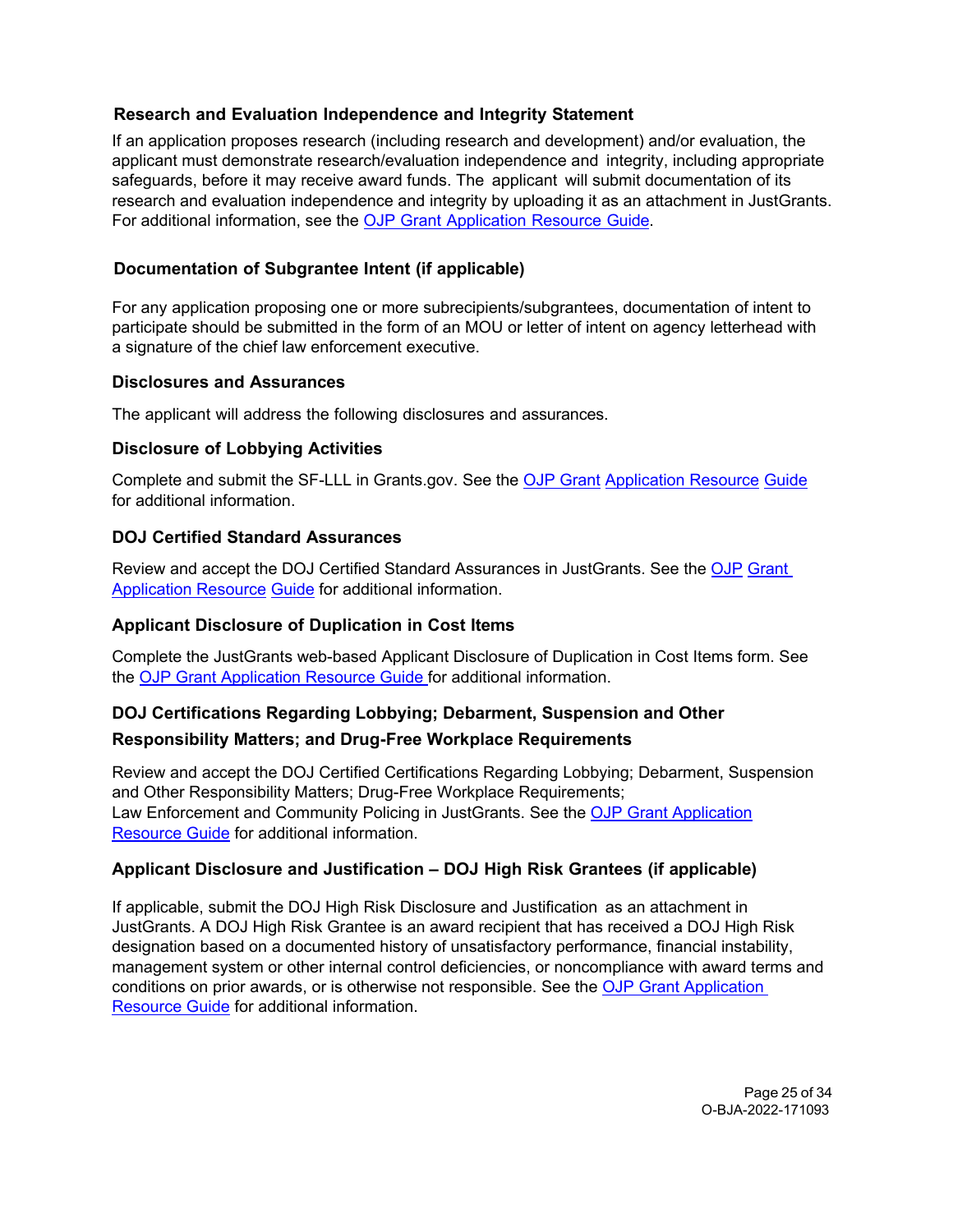### Research and Evaluation Independence and Integrity Statement

If an application proposes research (including research and development) and/or evaluation, the applicant must demonstrate research/evaluation independence and integrity, including appropriate safeguards, before it may receive award funds. The applicant will submit documentation of its research and evaluation independence and integrity by uploading it as an attachment in JustGrants. For additional information, see the OJP Grant Application Resource Guide.

### Documentation of Subgrantee Intent (if applicable)

For any application proposing one or more subrecipients/subgrantees, documentation of intent to participate should be submitted in the form of an MOU or letter of intent on agency letterhead with a signature of the chief law enforcement executive.

### Disclosures and Assurances

The applicant will address the following disclosures and assurances.

### Disclosure of Lobbying Activities

Complete and submit the SF-LLL in Grants.gov. See the OJP Grant Application Resource Guide for additional information.

### DOJ Certified Standard Assurances

Review and accept the DOJ Certified Standard Assurances in JustGrants. See the OJP Grant Application Resource Guide for additional information.

### Applicant Disclosure of Duplication in Cost Items

Complete the JustGrants web-based Applicant Disclosure of Duplication in Cost Items form. See the OJP Grant Application Resource Guide for additional information.

### DOJ Certifications Regarding Lobbying; Debarment, Suspension and Other Responsibility Matters; and Drug-Free Workplace Requirements

Review and accept the DOJ Certified Certifications Regarding Lobbying; Debarment, Suspension and Other Responsibility Matters; Drug-Free Workplace Requirements;
Law Enforcement and Community Policing in JustGrants. See the OJP Grant Application Resource Guide for additional information.

### Applicant Disclosure and Justification – DOJ High Risk Grantees (if applicable)

If applicable, submit the DOJ High Risk Disclosure and Justification as an attachment in JustGrants. A DOJ High Risk Grantee is an award recipient that has received a DOJ High Risk designation based on a documented history of unsatisfactory performance, financial instability, management system or other internal control deficiencies, or noncompliance with award terms and conditions on prior awards, or is otherwise not responsible. See the OJP Grant Application Resource Guide for additional information.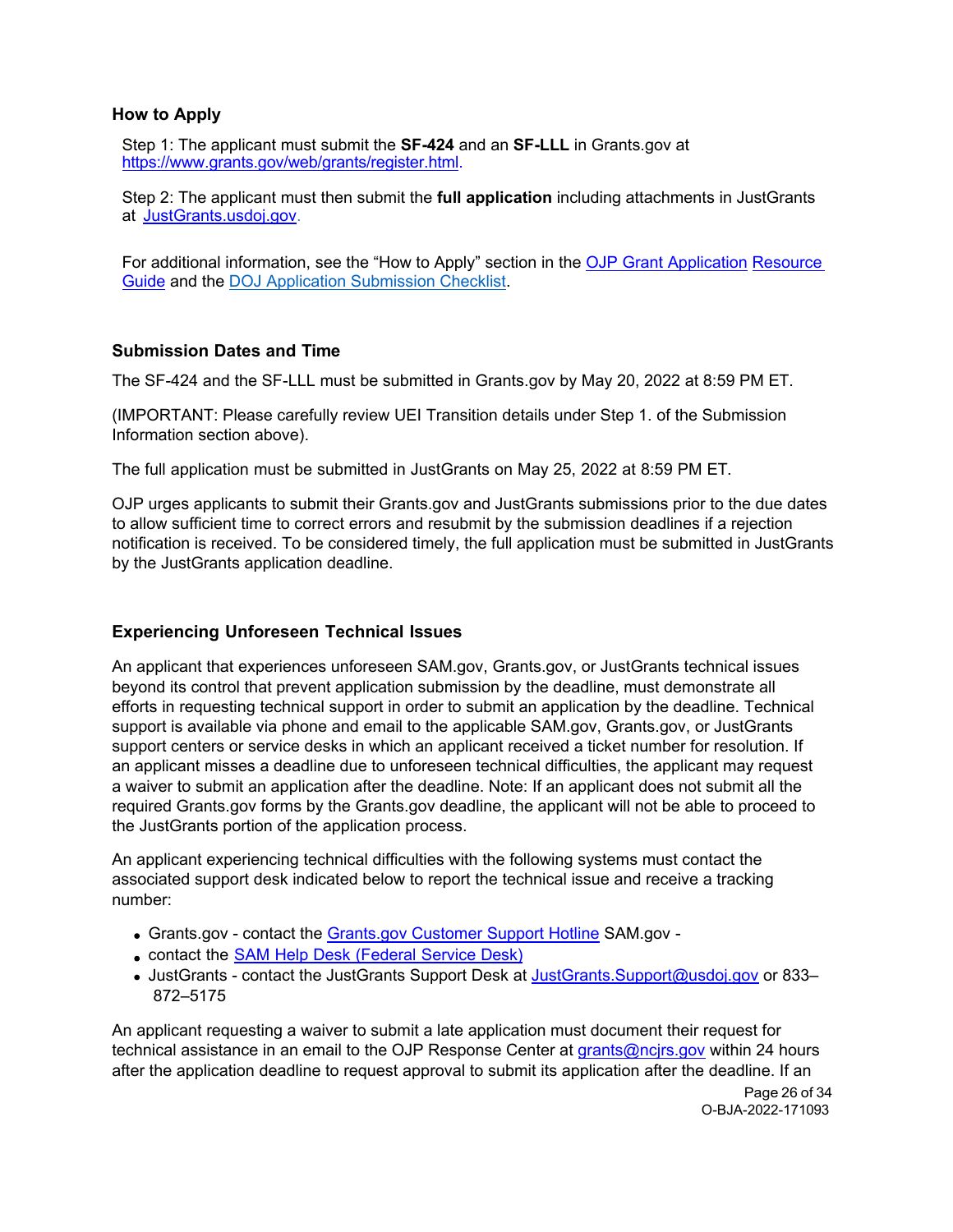### How to Apply

Step 1: The applicant must submit the **SF-424** and an **SF-LLL** in Grants.gov at https://www.grants.gov/web/grants/register.html.

Step 2: The applicant must then submit the **full application** including attachments in JustGrants at JustGrants.usdoj.gov.

For additional information, see the "How to Apply" section in the OJP Grant Application Resource Guide and the DOJ Application Submission Checklist.

### Submission Dates and Time

The SF-424 and the SF-LLL must be submitted in Grants.gov by May 20, 2022 at 8:59 PM ET.

(IMPORTANT: Please carefully review UEI Transition details under Step 1. of the Submission Information section above).

The full application must be submitted in JustGrants on May 25, 2022 at 8:59 PM ET.

OJP urges applicants to submit their Grants.gov and JustGrants submissions prior to the due dates to allow sufficient time to correct errors and resubmit by the submission deadlines if a rejection notification is received. To be considered timely, the full application must be submitted in JustGrants by the JustGrants application deadline.

### Experiencing Unforeseen Technical Issues

An applicant that experiences unforeseen SAM.gov, Grants.gov, or JustGrants technical issues beyond its control that prevent application submission by the deadline, must demonstrate all efforts in requesting technical support in order to submit an application by the deadline. Technical support is available via phone and email to the applicable SAM.gov, Grants.gov, or JustGrants support centers or service desks in which an applicant received a ticket number for resolution. If an applicant misses a deadline due to unforeseen technical difficulties, the applicant may request a waiver to submit an application after the deadline. Note: If an applicant does not submit all the required Grants.gov forms by the Grants.gov deadline, the applicant will not be able to proceed to the JustGrants portion of the application process.

An applicant experiencing technical difficulties with the following systems must contact the associated support desk indicated below to report the technical issue and receive a tracking number:

- Grants.gov - contact the Grants.gov Customer Support Hotline SAM.gov -
- contact the SAM Help Desk (Federal Service Desk)
- JustGrants - contact the JustGrants Support Desk at JustGrants.Support@usdoj.gov or 833–872–5175

An applicant requesting a waiver to submit a late application must document their request for technical assistance in an email to the OJP Response Center at grants@ncjrs.gov within 24 hours after the application deadline to request approval to submit its application after the deadline. If an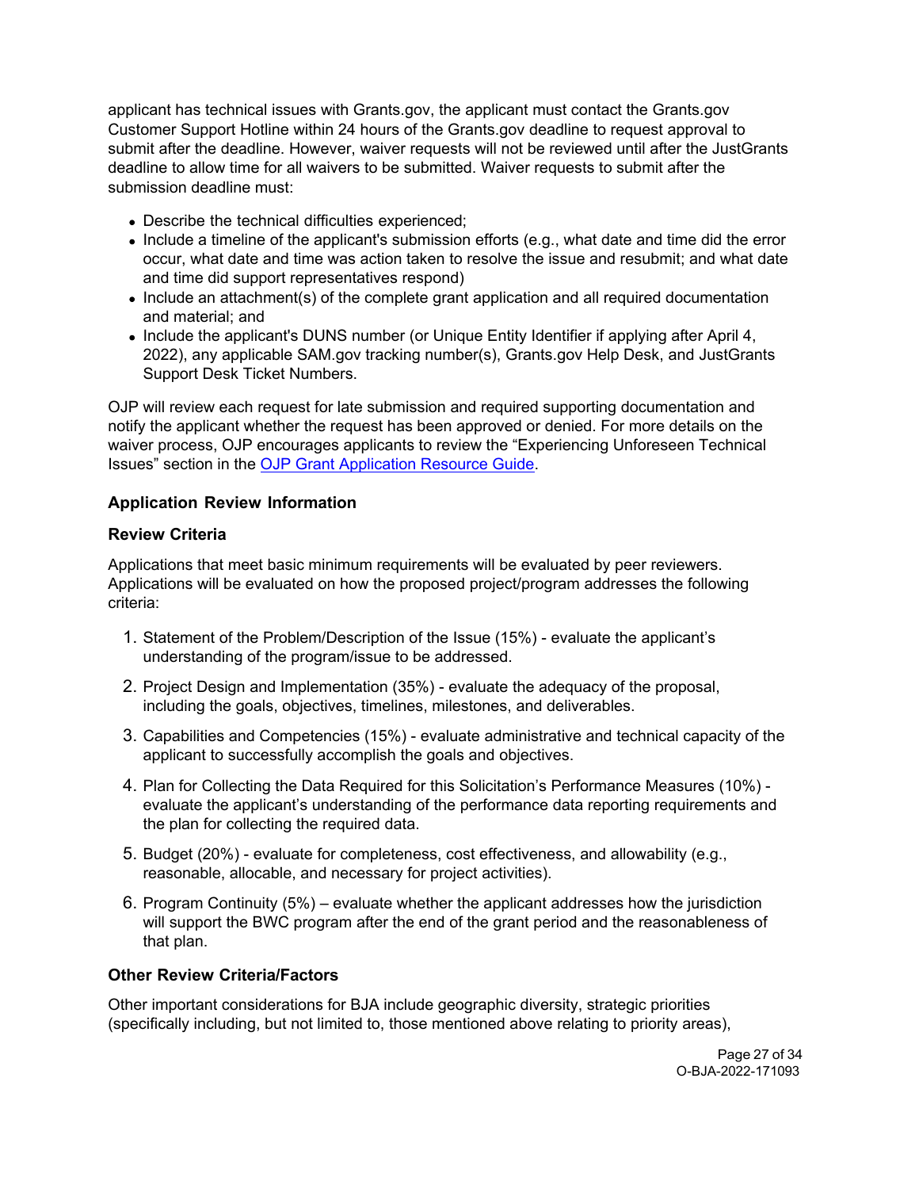applicant has technical issues with Grants.gov, the applicant must contact the Grants.gov Customer Support Hotline within 24 hours of the Grants.gov deadline to request approval to submit after the deadline. However, waiver requests will not be reviewed until after the JustGrants deadline to allow time for all waivers to be submitted. Waiver requests to submit after the submission deadline must:

- Describe the technical difficulties experienced;
- Include a timeline of the applicant's submission efforts (e.g., what date and time did the error occur, what date and time was action taken to resolve the issue and resubmit; and what date and time did support representatives respond)
- Include an attachment(s) of the complete grant application and all required documentation and material; and
- Include the applicant's DUNS number (or Unique Entity Identifier if applying after April 4, 2022), any applicable SAM.gov tracking number(s), Grants.gov Help Desk, and JustGrants Support Desk Ticket Numbers.

OJP will review each request for late submission and required supporting documentation and notify the applicant whether the request has been approved or denied. For more details on the waiver process, OJP encourages applicants to review the "Experiencing Unforeseen Technical Issues" section in the OJP Grant Application Resource Guide.

### Application Review Information

#### Review Criteria

Applications that meet basic minimum requirements will be evaluated by peer reviewers. Applications will be evaluated on how the proposed project/program addresses the following criteria:

1. Statement of the Problem/Description of the Issue (15%) - evaluate the applicant's understanding of the program/issue to be addressed.
2. Project Design and Implementation (35%) - evaluate the adequacy of the proposal, including the goals, objectives, timelines, milestones, and deliverables.
3. Capabilities and Competencies (15%) - evaluate administrative and technical capacity of the applicant to successfully accomplish the goals and objectives.
4. Plan for Collecting the Data Required for this Solicitation's Performance Measures (10%) - evaluate the applicant's understanding of the performance data reporting requirements and the plan for collecting the required data.
5. Budget (20%) - evaluate for completeness, cost effectiveness, and allowability (e.g., reasonable, allocable, and necessary for project activities).
6. Program Continuity (5%) – evaluate whether the applicant addresses how the jurisdiction will support the BWC program after the end of the grant period and the reasonableness of that plan.

#### Other Review Criteria/Factors

Other important considerations for BJA include geographic diversity, strategic priorities (specifically including, but not limited to, those mentioned above relating to priority areas),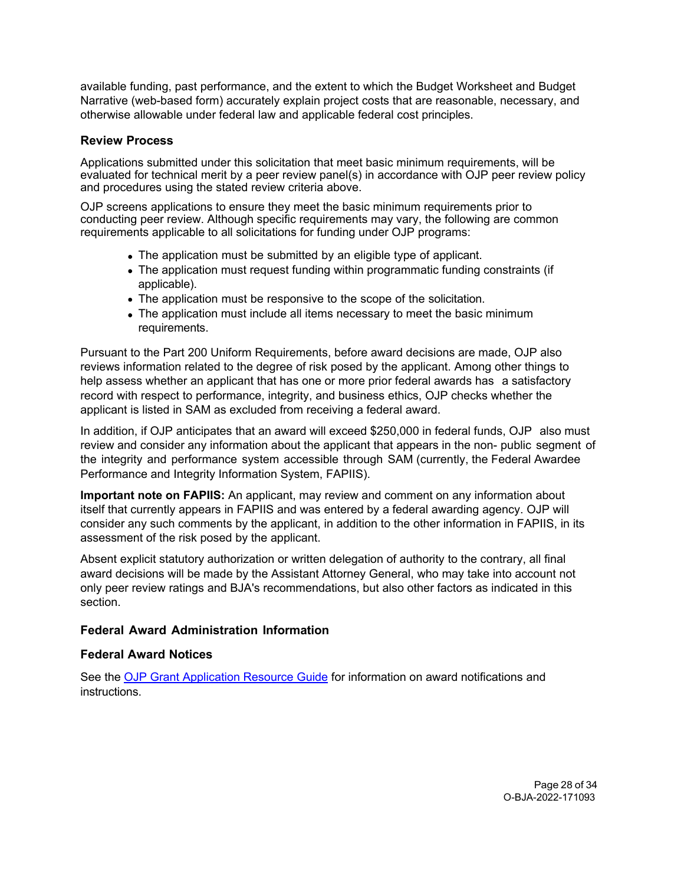available funding, past performance, and the extent to which the Budget Worksheet and Budget Narrative (web-based form) accurately explain project costs that are reasonable, necessary, and otherwise allowable under federal law and applicable federal cost principles.

### Review Process

Applications submitted under this solicitation that meet basic minimum requirements, will be evaluated for technical merit by a peer review panel(s) in accordance with OJP peer review policy and procedures using the stated review criteria above.

OJP screens applications to ensure they meet the basic minimum requirements prior to conducting peer review. Although specific requirements may vary, the following are common requirements applicable to all solicitations for funding under OJP programs:

- The application must be submitted by an eligible type of applicant.
- The application must request funding within programmatic funding constraints (if applicable).
- The application must be responsive to the scope of the solicitation.
- The application must include all items necessary to meet the basic minimum requirements.

Pursuant to the Part 200 Uniform Requirements, before award decisions are made, OJP also reviews information related to the degree of risk posed by the applicant. Among other things to help assess whether an applicant that has one or more prior federal awards has a satisfactory record with respect to performance, integrity, and business ethics, OJP checks whether the applicant is listed in SAM as excluded from receiving a federal award.

In addition, if OJP anticipates that an award will exceed $250,000 in federal funds, OJP also must review and consider any information about the applicant that appears in the non- public segment of the integrity and performance system accessible through SAM (currently, the Federal Awardee Performance and Integrity Information System, FAPIIS).

**Important note on FAPIIS:** An applicant, may review and comment on any information about itself that currently appears in FAPIIS and was entered by a federal awarding agency. OJP will consider any such comments by the applicant, in addition to the other information in FAPIIS, in its assessment of the risk posed by the applicant.

Absent explicit statutory authorization or written delegation of authority to the contrary, all final award decisions will be made by the Assistant Attorney General, who may take into account not only peer review ratings and BJA's recommendations, but also other factors as indicated in this section.

### Federal Award Administration Information

### Federal Award Notices

See the [OJP Grant Application Resource Guide](https://www.ojp.gov/funding/apply/ojp-grant-application-resource-guide) for information on award notifications and instructions.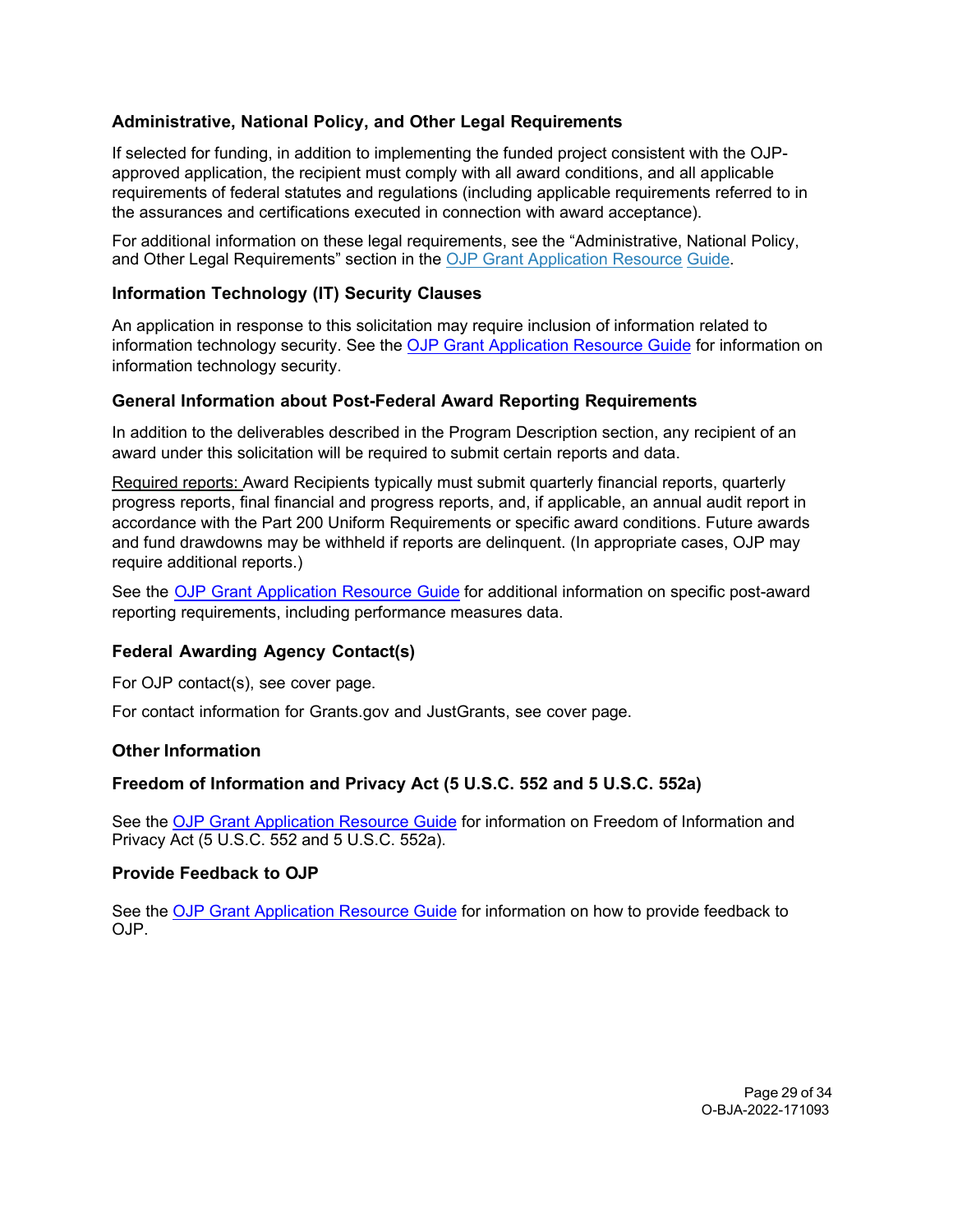### Administrative, National Policy, and Other Legal Requirements

If selected for funding, in addition to implementing the funded project consistent with the OJP-approved application, the recipient must comply with all award conditions, and all applicable requirements of federal statutes and regulations (including applicable requirements referred to in the assurances and certifications executed in connection with award acceptance).

For additional information on these legal requirements, see the "Administrative, National Policy, and Other Legal Requirements" section in the OJP Grant Application Resource Guide.

### Information Technology (IT) Security Clauses

An application in response to this solicitation may require inclusion of information related to information technology security. See the OJP Grant Application Resource Guide for information on information technology security.

### General Information about Post-Federal Award Reporting Requirements

In addition to the deliverables described in the Program Description section, any recipient of an award under this solicitation will be required to submit certain reports and data.

Required reports: Award Recipients typically must submit quarterly financial reports, quarterly progress reports, final financial and progress reports, and, if applicable, an annual audit report in accordance with the Part 200 Uniform Requirements or specific award conditions. Future awards and fund drawdowns may be withheld if reports are delinquent. (In appropriate cases, OJP may require additional reports.)

See the OJP Grant Application Resource Guide for additional information on specific post-award reporting requirements, including performance measures data.

### Federal Awarding Agency Contact(s)

For OJP contact(s), see cover page.

For contact information for Grants.gov and JustGrants, see cover page.

### Other Information

### Freedom of Information and Privacy Act (5 U.S.C. 552 and 5 U.S.C. 552a)

See the OJP Grant Application Resource Guide for information on Freedom of Information and Privacy Act (5 U.S.C. 552 and 5 U.S.C. 552a).

### Provide Feedback to OJP

See the OJP Grant Application Resource Guide for information on how to provide feedback to OJP.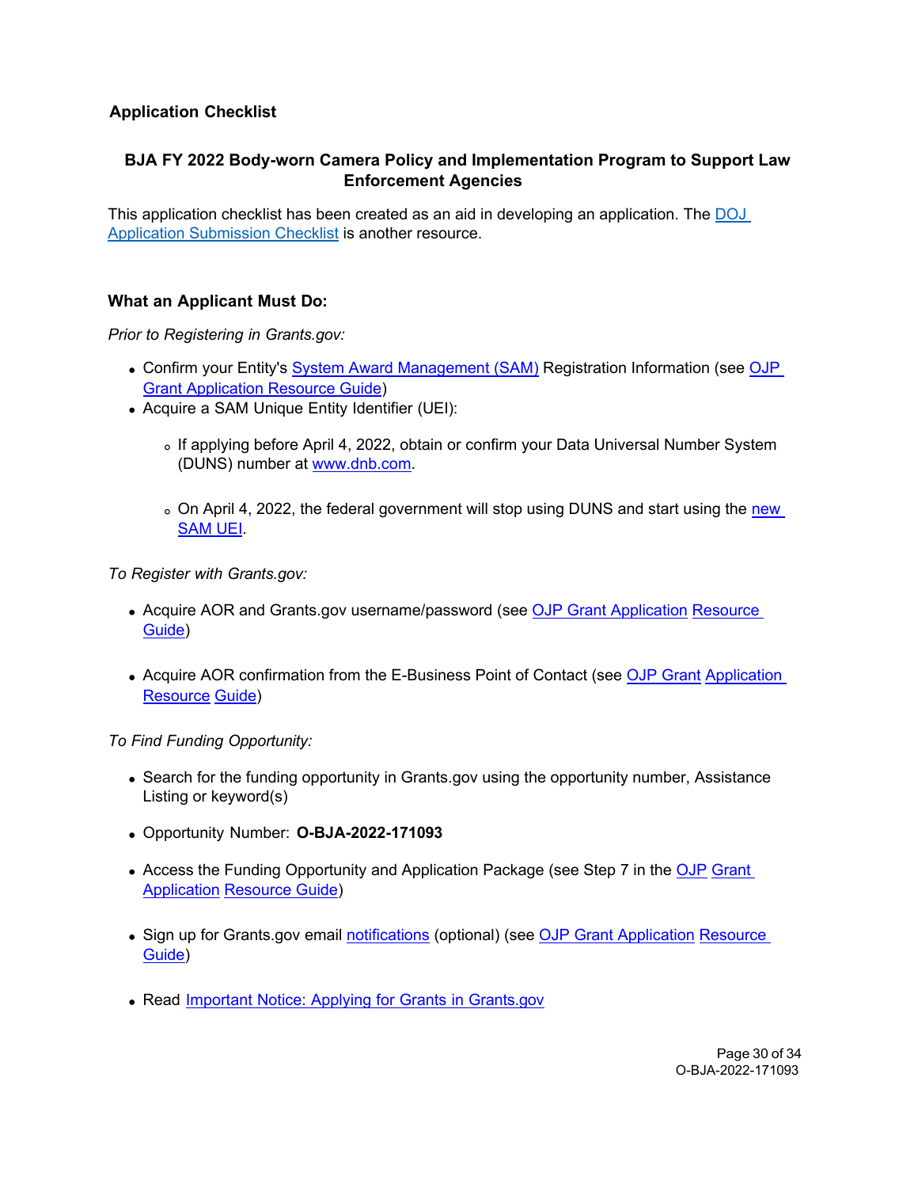## Application Checklist

### BJA FY 2022 Body-worn Camera Policy and Implementation Program to Support Law Enforcement Agencies

This application checklist has been created as an aid in developing an application. The DOJ Application Submission Checklist is another resource.

### What an Applicant Must Do:

*Prior to Registering in Grants.gov:*

- Confirm your Entity's System Award Management (SAM) Registration Information (see OJP Grant Application Resource Guide)
- Acquire a SAM Unique Entity Identifier (UEI):
  - If applying before April 4, 2022, obtain or confirm your Data Universal Number System (DUNS) number at www.dnb.com.
  - On April 4, 2022, the federal government will stop using DUNS and start using the new SAM UEI.

*To Register with Grants.gov:*

- Acquire AOR and Grants.gov username/password (see OJP Grant Application Resource Guide)
- Acquire AOR confirmation from the E-Business Point of Contact (see OJP Grant Application Resource Guide)

*To Find Funding Opportunity:*

- Search for the funding opportunity in Grants.gov using the opportunity number, Assistance Listing or keyword(s)
- Opportunity Number: **O-BJA-2022-171093**
- Access the Funding Opportunity and Application Package (see Step 7 in the OJP Grant Application Resource Guide)
- Sign up for Grants.gov email notifications (optional) (see OJP Grant Application Resource Guide)
- Read Important Notice: Applying for Grants in Grants.gov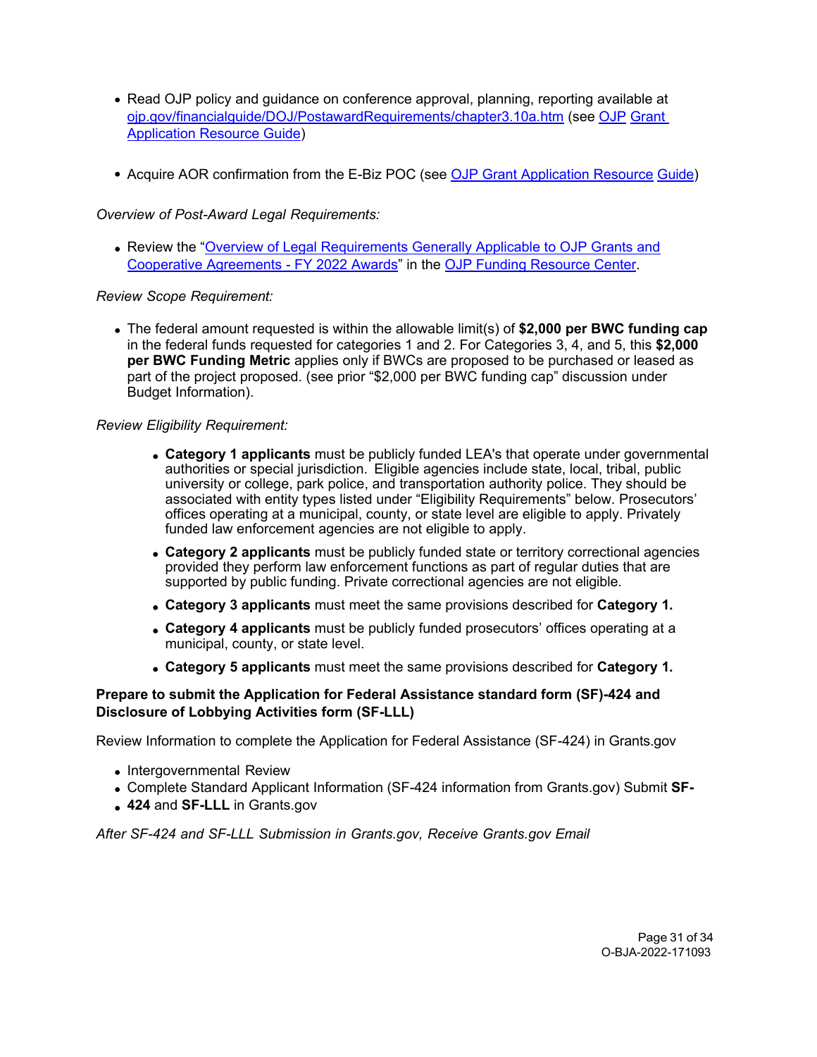- Read OJP policy and guidance on conference approval, planning, reporting available at [ojp.gov/financialguide/DOJ/PostawardRequirements/chapter3.10a.htm](ojp.gov/financialguide/DOJ/PostawardRequirements/chapter3.10a.htm) (see OJP Grant Application Resource Guide)

- Acquire AOR confirmation from the E-Biz POC (see OJP Grant Application Resource Guide)

*Overview of Post-Award Legal Requirements:*

- Review the "Overview of Legal Requirements Generally Applicable to OJP Grants and Cooperative Agreements - FY 2022 Awards" in the OJP Funding Resource Center.

*Review Scope Requirement:*

- The federal amount requested is within the allowable limit(s) of **$2,000 per BWC funding cap** in the federal funds requested for categories 1 and 2. For Categories 3, 4, and 5, this **$2,000 per BWC Funding Metric** applies only if BWCs are proposed to be purchased or leased as part of the project proposed. (see prior "$2,000 per BWC funding cap" discussion under Budget Information).

*Review Eligibility Requirement:*

- **Category 1 applicants** must be publicly funded LEA's that operate under governmental authorities or special jurisdiction. Eligible agencies include state, local, tribal, public university or college, park police, and transportation authority police. They should be associated with entity types listed under "Eligibility Requirements" below. Prosecutors' offices operating at a municipal, county, or state level are eligible to apply. Privately funded law enforcement agencies are not eligible to apply.
- **Category 2 applicants** must be publicly funded state or territory correctional agencies provided they perform law enforcement functions as part of regular duties that are supported by public funding. Private correctional agencies are not eligible.
- **Category 3 applicants** must meet the same provisions described for **Category 1.**
- **Category 4 applicants** must be publicly funded prosecutors' offices operating at a municipal, county, or state level.
- **Category 5 applicants** must meet the same provisions described for **Category 1.**

**Prepare to submit the Application for Federal Assistance standard form (SF)-424 and Disclosure of Lobbying Activities form (SF-LLL)**

Review Information to complete the Application for Federal Assistance (SF-424) in Grants.gov

- Intergovernmental Review
- Complete Standard Applicant Information (SF-424 information from Grants.gov) Submit **SF-**
- **424** and **SF-LLL** in Grants.gov

*After SF-424 and SF-LLL Submission in Grants.gov, Receive Grants.gov Email*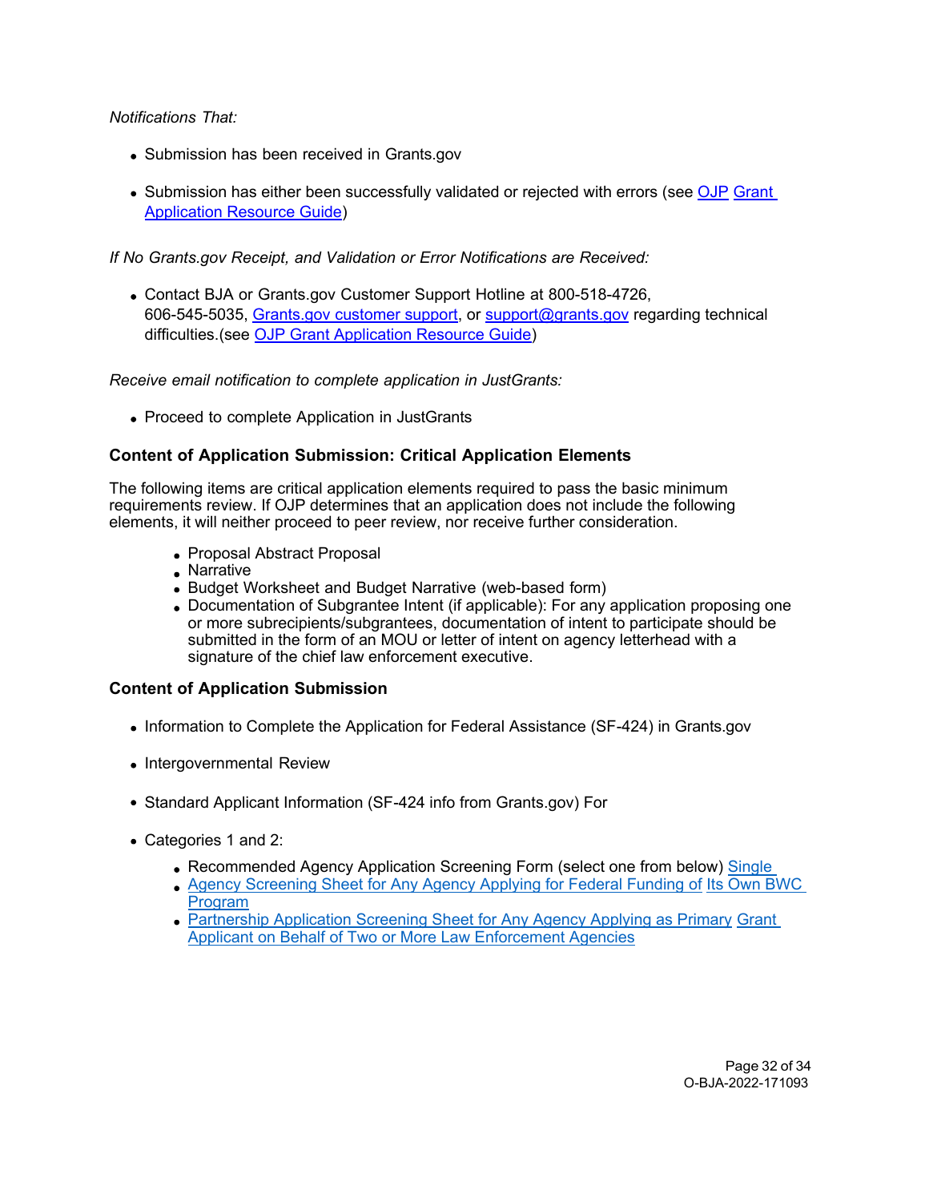*Notifications That:*

- Submission has been received in Grants.gov
- Submission has either been successfully validated or rejected with errors (see OJP Grant Application Resource Guide)

*If No Grants.gov Receipt, and Validation or Error Notifications are Received:*

- Contact BJA or Grants.gov Customer Support Hotline at 800-518-4726, 606-545-5035, Grants.gov customer support, or support@grants.gov regarding technical difficulties.(see OJP Grant Application Resource Guide)

*Receive email notification to complete application in JustGrants:*

- Proceed to complete Application in JustGrants

### Content of Application Submission: Critical Application Elements

The following items are critical application elements required to pass the basic minimum requirements review. If OJP determines that an application does not include the following elements, it will neither proceed to peer review, nor receive further consideration.

- Proposal Abstract Proposal
- Narrative
- Budget Worksheet and Budget Narrative (web-based form)
- Documentation of Subgrantee Intent (if applicable): For any application proposing one or more subrecipients/subgrantees, documentation of intent to participate should be submitted in the form of an MOU or letter of intent on agency letterhead with a signature of the chief law enforcement executive.

### Content of Application Submission

- Information to Complete the Application for Federal Assistance (SF-424) in Grants.gov
- Intergovernmental Review
- Standard Applicant Information (SF-424 info from Grants.gov) For
- Categories 1 and 2:
  - Recommended Agency Application Screening Form (select one from below) Single
  - Agency Screening Sheet for Any Agency Applying for Federal Funding of Its Own BWC Program
  - Partnership Application Screening Sheet for Any Agency Applying as Primary Grant Applicant on Behalf of Two or More Law Enforcement Agencies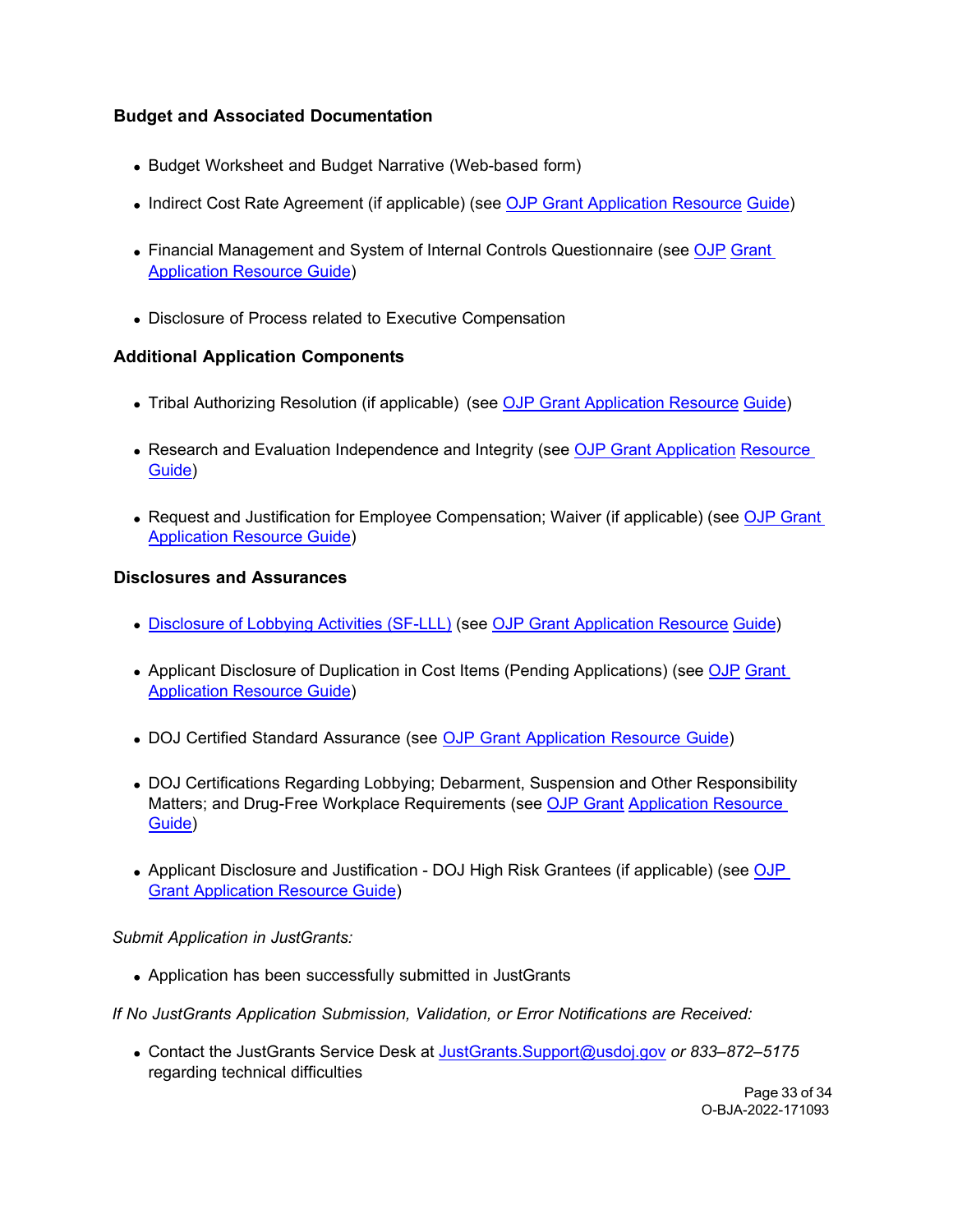### Budget and Associated Documentation

- Budget Worksheet and Budget Narrative (Web-based form)
- Indirect Cost Rate Agreement (if applicable) (see OJP Grant Application Resource Guide)
- Financial Management and System of Internal Controls Questionnaire (see OJP Grant Application Resource Guide)
- Disclosure of Process related to Executive Compensation

### Additional Application Components

- Tribal Authorizing Resolution (if applicable) (see OJP Grant Application Resource Guide)
- Research and Evaluation Independence and Integrity (see OJP Grant Application Resource Guide)
- Request and Justification for Employee Compensation; Waiver (if applicable) (see OJP Grant Application Resource Guide)

### Disclosures and Assurances

- Disclosure of Lobbying Activities (SF-LLL) (see OJP Grant Application Resource Guide)
- Applicant Disclosure of Duplication in Cost Items (Pending Applications) (see OJP Grant Application Resource Guide)
- DOJ Certified Standard Assurance (see OJP Grant Application Resource Guide)
- DOJ Certifications Regarding Lobbying; Debarment, Suspension and Other Responsibility Matters; and Drug-Free Workplace Requirements (see OJP Grant Application Resource Guide)
- Applicant Disclosure and Justification - DOJ High Risk Grantees (if applicable) (see OJP Grant Application Resource Guide)

*Submit Application in JustGrants:*

- Application has been successfully submitted in JustGrants

*If No JustGrants Application Submission, Validation, or Error Notifications are Received:*

- Contact the JustGrants Service Desk at JustGrants.Support@usdoj.gov *or 833–872–5175* regarding technical difficulties